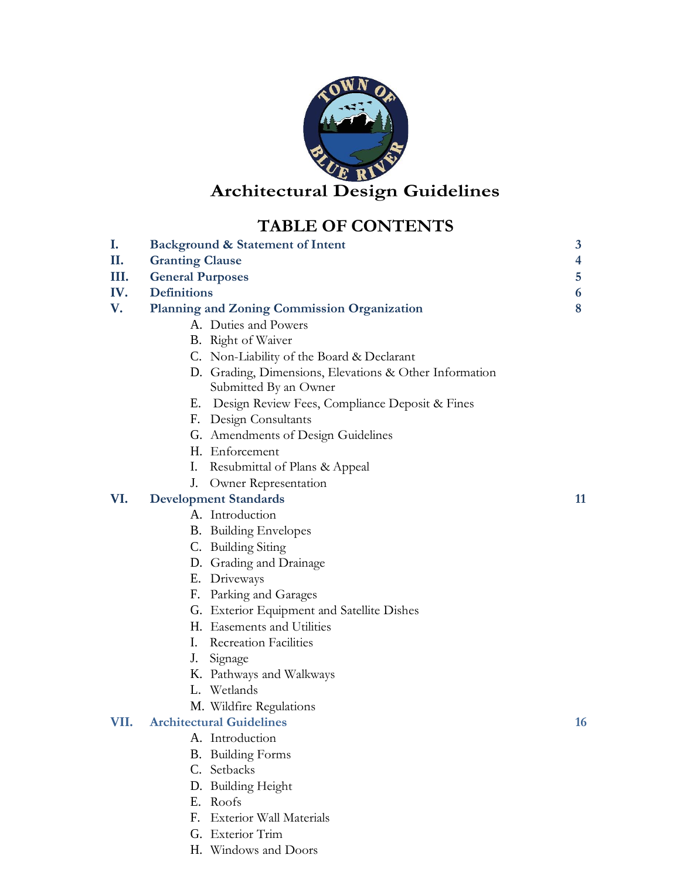# Architectural Design Guidelines

## TABLE OF CONTENTS

| | | |
|---|---|---|
| **I.** | **Background & Statement of Intent** | **3** |
| **II.** | **Granting Clause** | **4** |
| **III.** | **General Purposes** | **5** |
| **IV.** | **Definitions** | **6** |
| **V.** | **Planning and Zoning Commission Organization** | **8** |
| | A. Duties and Powers | |
| | B. Right of Waiver | |
| | C. Non-Liability of the Board & Declarant | |
| | D. Grading, Dimensions, Elevations & Other Information Submitted By an Owner | |
| | E. Design Review Fees, Compliance Deposit & Fines | |
| | F. Design Consultants | |
| | G. Amendments of Design Guidelines | |
| | H. Enforcement | |
| | I. Resubmittal of Plans & Appeal | |
| | J. Owner Representation | |
| **VI.** | **Development Standards** | **11** |
| | A. Introduction | |
| | B. Building Envelopes | |
| | C. Building Siting | |
| | D. Grading and Drainage | |
| | E. Driveways | |
| | F. Parking and Garages | |
| | G. Exterior Equipment and Satellite Dishes | |
| | H. Easements and Utilities | |
| | I. Recreation Facilities | |
| | J. Signage | |
| | K. Pathways and Walkways | |
| | L. Wetlands | |
| | M. Wildfire Regulations | |
| **VII.** | **Architectural Guidelines** | **16** |
| | A. Introduction | |
| | B. Building Forms | |
| | C. Setbacks | |
| | D. Building Height | |
| | E. Roofs | |
| | F. Exterior Wall Materials | |
| | G. Exterior Trim | |
| | H. Windows and Doors | |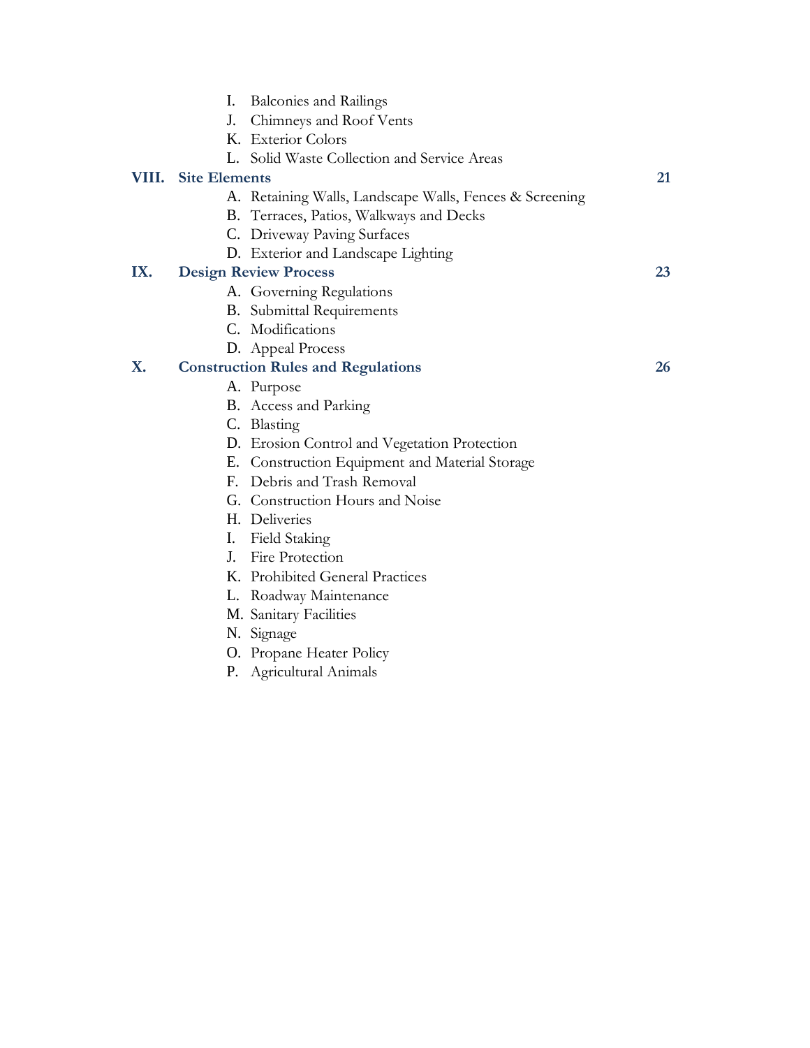I. Balconies and Railings
J. Chimneys and Roof Vents
K. Exterior Colors
L. Solid Waste Collection and Service Areas

| | | |
|---|---|---|
| **VIII.** | **Site Elements** | **21** |

A. Retaining Walls, Landscape Walls, Fences & Screening
B. Terraces, Patios, Walkways and Decks
C. Driveway Paving Surfaces
D. Exterior and Landscape Lighting

| | | |
|---|---|---|
| **IX.** | **Design Review Process** | **23** |

A. Governing Regulations
B. Submittal Requirements
C. Modifications
D. Appeal Process

| | | |
|---|---|---|
| **X.** | **Construction Rules and Regulations** | **26** |

A. Purpose
B. Access and Parking
C. Blasting
D. Erosion Control and Vegetation Protection
E. Construction Equipment and Material Storage
F. Debris and Trash Removal
G. Construction Hours and Noise
H. Deliveries
I. Field Staking
J. Fire Protection
K. Prohibited General Practices
L. Roadway Maintenance
M. Sanitary Facilities
N. Signage
O. Propane Heater Policy
P. Agricultural Animals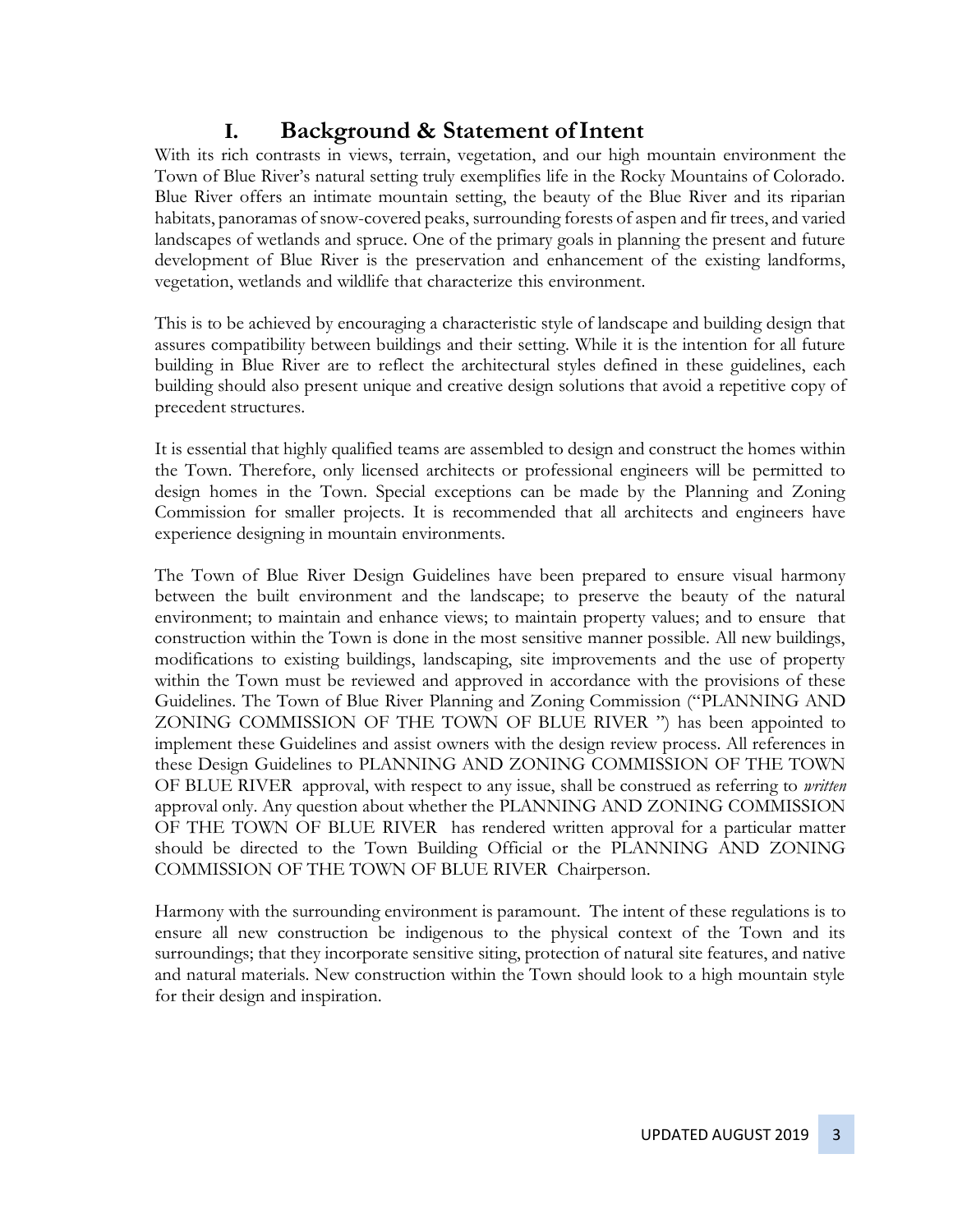# I. Background & Statement of Intent

With its rich contrasts in views, terrain, vegetation, and our high mountain environment the Town of Blue River's natural setting truly exemplifies life in the Rocky Mountains of Colorado. Blue River offers an intimate mountain setting, the beauty of the Blue River and its riparian habitats, panoramas of snow-covered peaks, surrounding forests of aspen and fir trees, and varied landscapes of wetlands and spruce. One of the primary goals in planning the present and future development of Blue River is the preservation and enhancement of the existing landforms, vegetation, wetlands and wildlife that characterize this environment.

This is to be achieved by encouraging a characteristic style of landscape and building design that assures compatibility between buildings and their setting. While it is the intention for all future building in Blue River are to reflect the architectural styles defined in these guidelines, each building should also present unique and creative design solutions that avoid a repetitive copy of precedent structures.

It is essential that highly qualified teams are assembled to design and construct the homes within the Town. Therefore, only licensed architects or professional engineers will be permitted to design homes in the Town. Special exceptions can be made by the Planning and Zoning Commission for smaller projects. It is recommended that all architects and engineers have experience designing in mountain environments.

The Town of Blue River Design Guidelines have been prepared to ensure visual harmony between the built environment and the landscape; to preserve the beauty of the natural environment; to maintain and enhance views; to maintain property values; and to ensure that construction within the Town is done in the most sensitive manner possible. All new buildings, modifications to existing buildings, landscaping, site improvements and the use of property within the Town must be reviewed and approved in accordance with the provisions of these Guidelines. The Town of Blue River Planning and Zoning Commission ("PLANNING AND ZONING COMMISSION OF THE TOWN OF BLUE RIVER ") has been appointed to implement these Guidelines and assist owners with the design review process. All references in these Design Guidelines to PLANNING AND ZONING COMMISSION OF THE TOWN OF BLUE RIVER approval, with respect to any issue, shall be construed as referring to *written* approval only. Any question about whether the PLANNING AND ZONING COMMISSION OF THE TOWN OF BLUE RIVER has rendered written approval for a particular matter should be directed to the Town Building Official or the PLANNING AND ZONING COMMISSION OF THE TOWN OF BLUE RIVER Chairperson.

Harmony with the surrounding environment is paramount. The intent of these regulations is to ensure all new construction be indigenous to the physical context of the Town and its surroundings; that they incorporate sensitive siting, protection of natural site features, and native and natural materials. New construction within the Town should look to a high mountain style for their design and inspiration.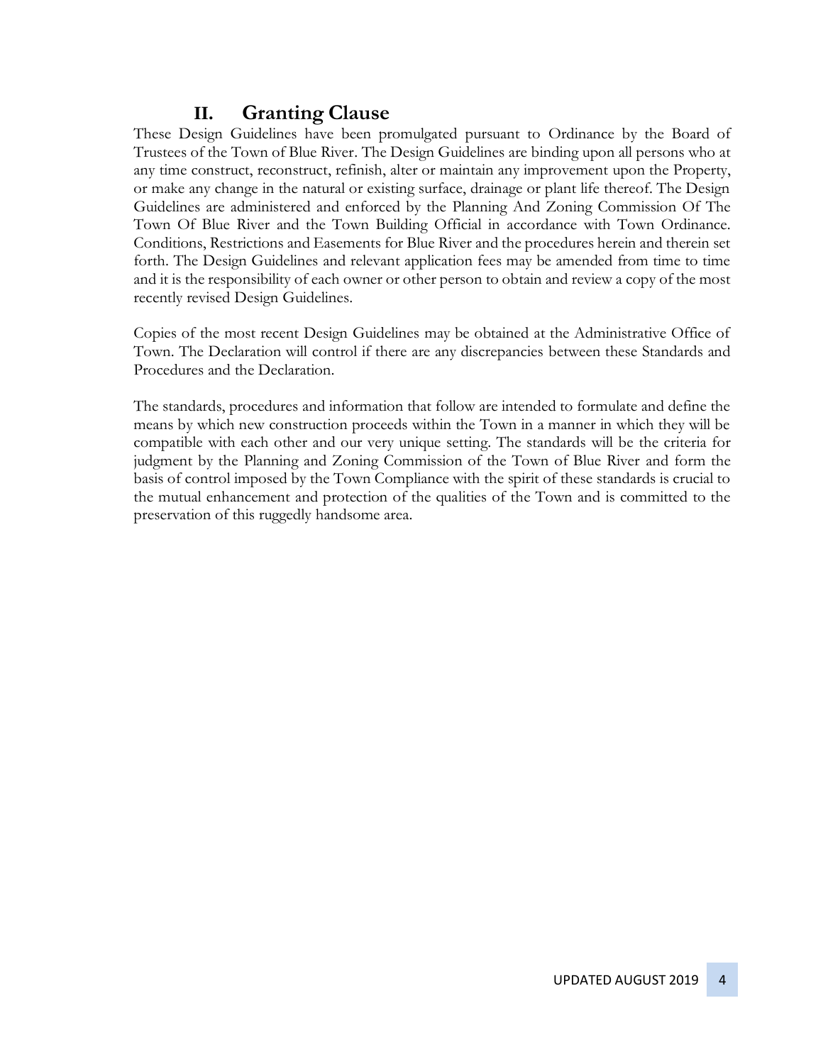## II. Granting Clause

These Design Guidelines have been promulgated pursuant to Ordinance by the Board of Trustees of the Town of Blue River. The Design Guidelines are binding upon all persons who at any time construct, reconstruct, refinish, alter or maintain any improvement upon the Property, or make any change in the natural or existing surface, drainage or plant life thereof. The Design Guidelines are administered and enforced by the Planning And Zoning Commission Of The Town Of Blue River and the Town Building Official in accordance with Town Ordinance. Conditions, Restrictions and Easements for Blue River and the procedures herein and therein set forth. The Design Guidelines and relevant application fees may be amended from time to time and it is the responsibility of each owner or other person to obtain and review a copy of the most recently revised Design Guidelines.

Copies of the most recent Design Guidelines may be obtained at the Administrative Office of Town. The Declaration will control if there are any discrepancies between these Standards and Procedures and the Declaration.

The standards, procedures and information that follow are intended to formulate and define the means by which new construction proceeds within the Town in a manner in which they will be compatible with each other and our very unique setting. The standards will be the criteria for judgment by the Planning and Zoning Commission of the Town of Blue River and form the basis of control imposed by the Town Compliance with the spirit of these standards is crucial to the mutual enhancement and protection of the qualities of the Town and is committed to the preservation of this ruggedly handsome area.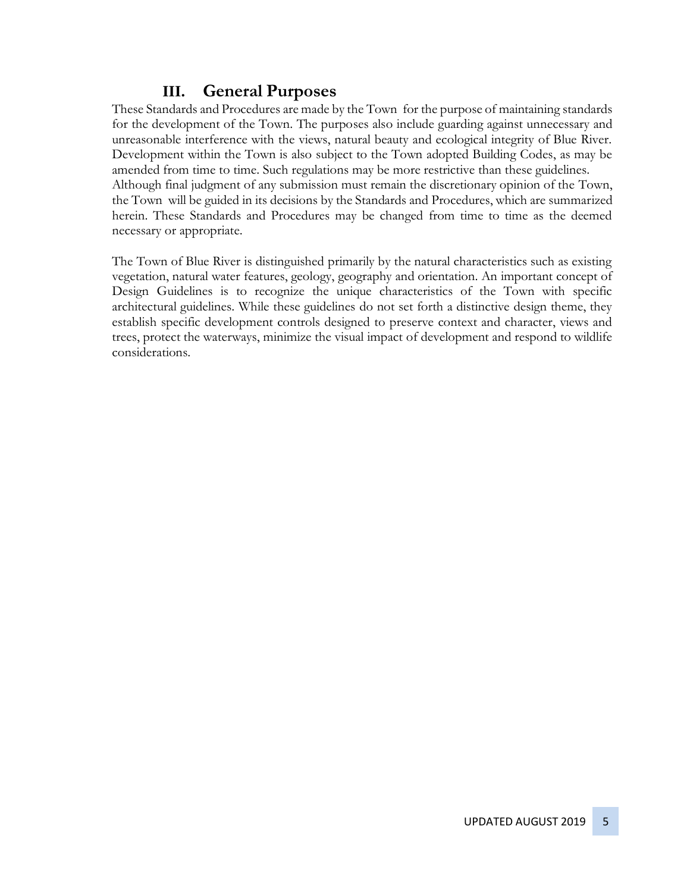## III. General Purposes

These Standards and Procedures are made by the Town for the purpose of maintaining standards for the development of the Town. The purposes also include guarding against unnecessary and unreasonable interference with the views, natural beauty and ecological integrity of Blue River. Development within the Town is also subject to the Town adopted Building Codes, as may be amended from time to time. Such regulations may be more restrictive than these guidelines.
Although final judgment of any submission must remain the discretionary opinion of the Town, the Town will be guided in its decisions by the Standards and Procedures, which are summarized herein. These Standards and Procedures may be changed from time to time as the deemed necessary or appropriate.

The Town of Blue River is distinguished primarily by the natural characteristics such as existing vegetation, natural water features, geology, geography and orientation. An important concept of Design Guidelines is to recognize the unique characteristics of the Town with specific architectural guidelines. While these guidelines do not set forth a distinctive design theme, they establish specific development controls designed to preserve context and character, views and trees, protect the waterways, minimize the visual impact of development and respond to wildlife considerations.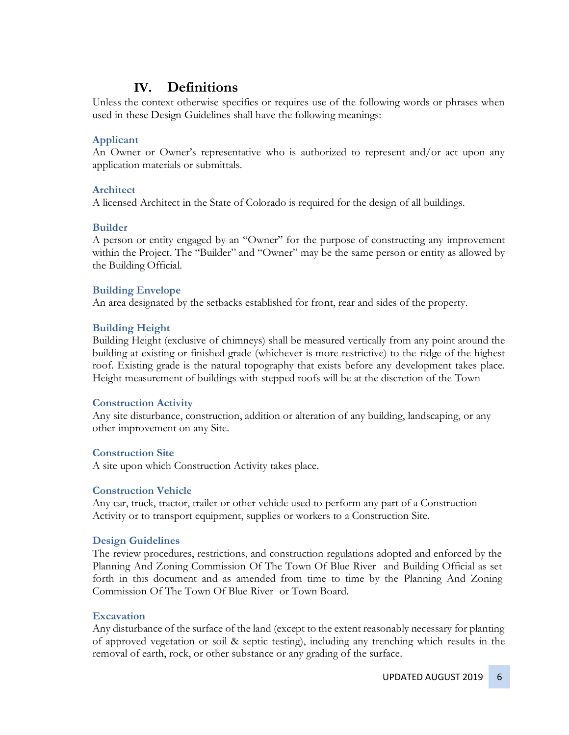## IV. Definitions

Unless the context otherwise specifies or requires use of the following words or phrases when used in these Design Guidelines shall have the following meanings:

### Applicant

An Owner or Owner's representative who is authorized to represent and/or act upon any application materials or submittals.

### Architect

A licensed Architect in the State of Colorado is required for the design of all buildings.

### Builder

A person or entity engaged by an "Owner" for the purpose of constructing any improvement within the Project. The "Builder" and "Owner" may be the same person or entity as allowed by the Building Official.

### Building Envelope

An area designated by the setbacks established for front, rear and sides of the property.

### Building Height

Building Height (exclusive of chimneys) shall be measured vertically from any point around the building at existing or finished grade (whichever is more restrictive) to the ridge of the highest roof. Existing grade is the natural topography that exists before any development takes place. Height measurement of buildings with stepped roofs will be at the discretion of the Town

### Construction Activity

Any site disturbance, construction, addition or alteration of any building, landscaping, or any other improvement on any Site.

### Construction Site

A site upon which Construction Activity takes place.

### Construction Vehicle

Any car, truck, tractor, trailer or other vehicle used to perform any part of a Construction Activity or to transport equipment, supplies or workers to a Construction Site.

### Design Guidelines

The review procedures, restrictions, and construction regulations adopted and enforced by the Planning And Zoning Commission Of The Town Of Blue River and Building Official as set forth in this document and as amended from time to time by the Planning And Zoning Commission Of The Town Of Blue River or Town Board.

### Excavation

Any disturbance of the surface of the land (except to the extent reasonably necessary for planting of approved vegetation or soil & septic testing), including any trenching which results in the removal of earth, rock, or other substance or any grading of the surface.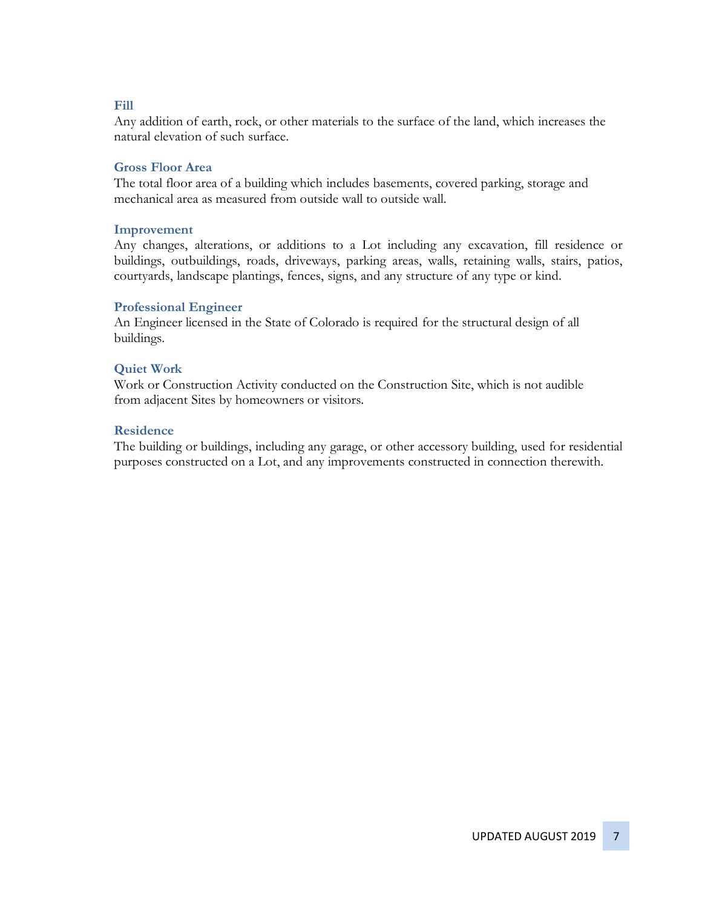### Fill

Any addition of earth, rock, or other materials to the surface of the land, which increases the natural elevation of such surface.

### Gross Floor Area

The total floor area of a building which includes basements, covered parking, storage and mechanical area as measured from outside wall to outside wall.

### Improvement

Any changes, alterations, or additions to a Lot including any excavation, fill residence or buildings, outbuildings, roads, driveways, parking areas, walls, retaining walls, stairs, patios, courtyards, landscape plantings, fences, signs, and any structure of any type or kind.

### Professional Engineer

An Engineer licensed in the State of Colorado is required for the structural design of all buildings.

### Quiet Work

Work or Construction Activity conducted on the Construction Site, which is not audible from adjacent Sites by homeowners or visitors.

### Residence

The building or buildings, including any garage, or other accessory building, used for residential purposes constructed on a Lot, and any improvements constructed in connection therewith.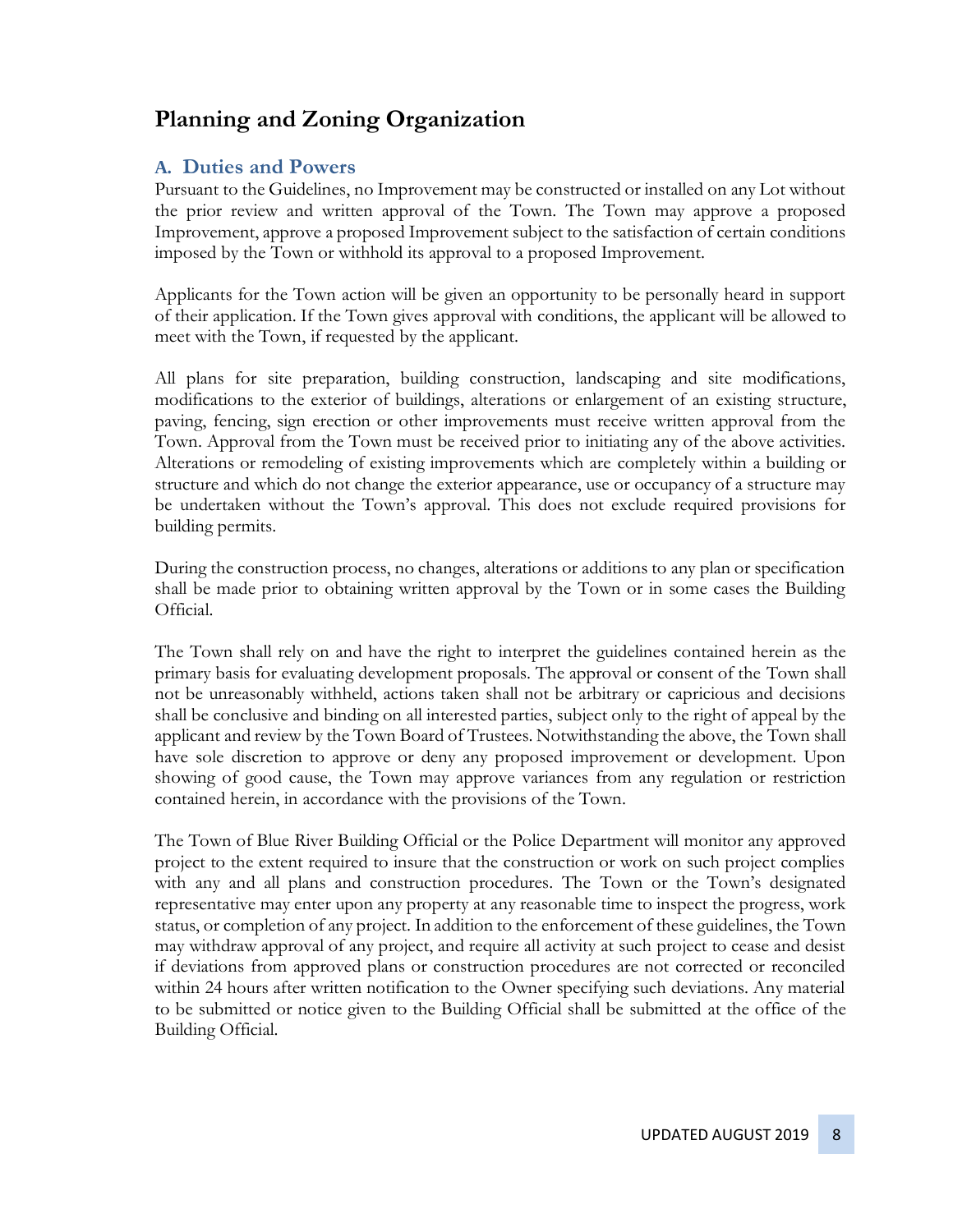# Planning and Zoning Organization

## A. Duties and Powers

Pursuant to the Guidelines, no Improvement may be constructed or installed on any Lot without the prior review and written approval of the Town. The Town may approve a proposed Improvement, approve a proposed Improvement subject to the satisfaction of certain conditions imposed by the Town or withhold its approval to a proposed Improvement.

Applicants for the Town action will be given an opportunity to be personally heard in support of their application. If the Town gives approval with conditions, the applicant will be allowed to meet with the Town, if requested by the applicant.

All plans for site preparation, building construction, landscaping and site modifications, modifications to the exterior of buildings, alterations or enlargement of an existing structure, paving, fencing, sign erection or other improvements must receive written approval from the Town. Approval from the Town must be received prior to initiating any of the above activities. Alterations or remodeling of existing improvements which are completely within a building or structure and which do not change the exterior appearance, use or occupancy of a structure may be undertaken without the Town's approval. This does not exclude required provisions for building permits.

During the construction process, no changes, alterations or additions to any plan or specification shall be made prior to obtaining written approval by the Town or in some cases the Building Official.

The Town shall rely on and have the right to interpret the guidelines contained herein as the primary basis for evaluating development proposals. The approval or consent of the Town shall not be unreasonably withheld, actions taken shall not be arbitrary or capricious and decisions shall be conclusive and binding on all interested parties, subject only to the right of appeal by the applicant and review by the Town Board of Trustees. Notwithstanding the above, the Town shall have sole discretion to approve or deny any proposed improvement or development. Upon showing of good cause, the Town may approve variances from any regulation or restriction contained herein, in accordance with the provisions of the Town.

The Town of Blue River Building Official or the Police Department will monitor any approved project to the extent required to insure that the construction or work on such project complies with any and all plans and construction procedures. The Town or the Town's designated representative may enter upon any property at any reasonable time to inspect the progress, work status, or completion of any project. In addition to the enforcement of these guidelines, the Town may withdraw approval of any project, and require all activity at such project to cease and desist if deviations from approved plans or construction procedures are not corrected or reconciled within 24 hours after written notification to the Owner specifying such deviations. Any material to be submitted or notice given to the Building Official shall be submitted at the office of the Building Official.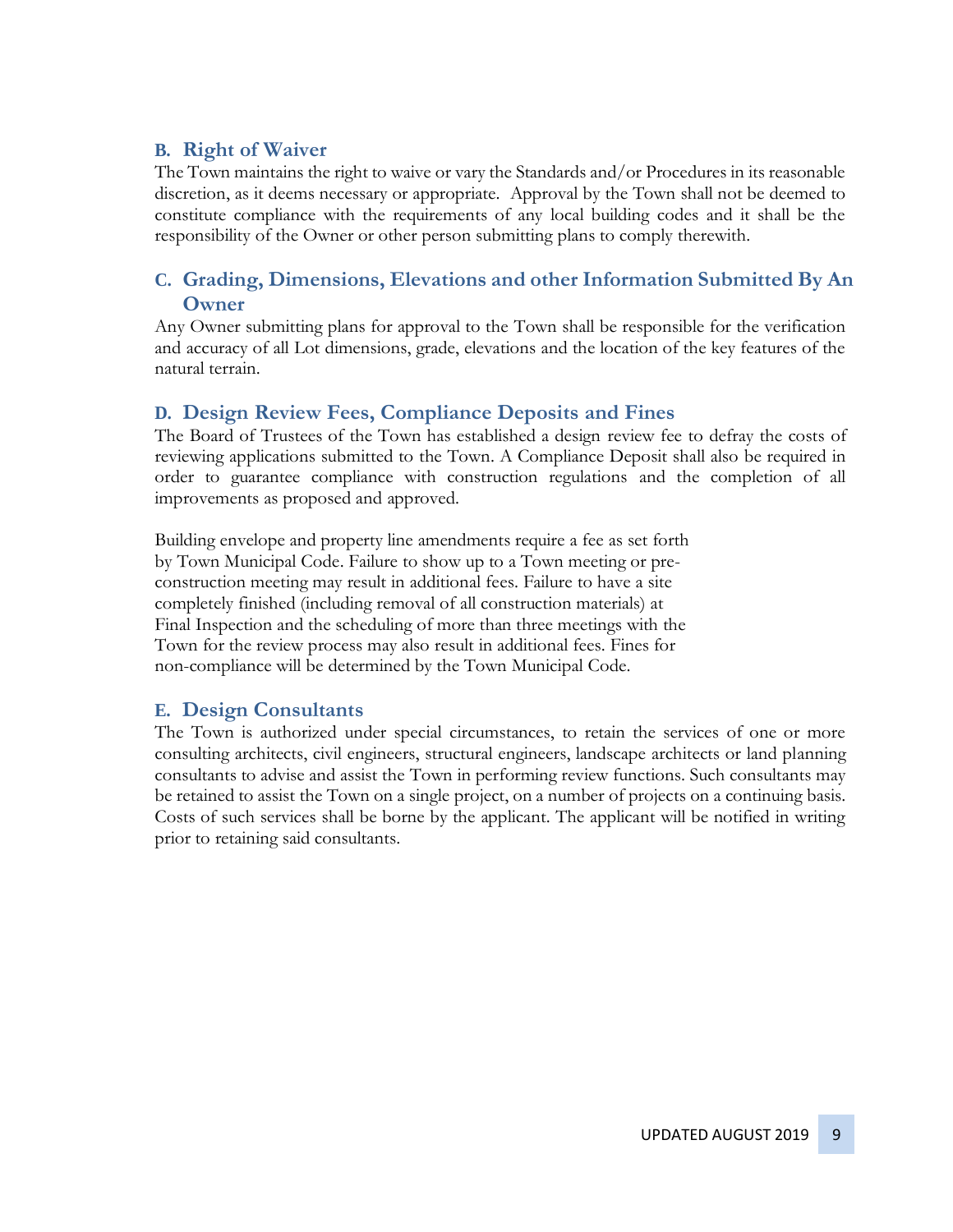### B. Right of Waiver

The Town maintains the right to waive or vary the Standards and/or Procedures in its reasonable discretion, as it deems necessary or appropriate. Approval by the Town shall not be deemed to constitute compliance with the requirements of any local building codes and it shall be the responsibility of the Owner or other person submitting plans to comply therewith.

### C. Grading, Dimensions, Elevations and other Information Submitted By An Owner

Any Owner submitting plans for approval to the Town shall be responsible for the verification and accuracy of all Lot dimensions, grade, elevations and the location of the key features of the natural terrain.

### D. Design Review Fees, Compliance Deposits and Fines

The Board of Trustees of the Town has established a design review fee to defray the costs of reviewing applications submitted to the Town. A Compliance Deposit shall also be required in order to guarantee compliance with construction regulations and the completion of all improvements as proposed and approved.

Building envelope and property line amendments require a fee as set forth by Town Municipal Code. Failure to show up to a Town meeting or pre-construction meeting may result in additional fees. Failure to have a site completely finished (including removal of all construction materials) at Final Inspection and the scheduling of more than three meetings with the Town for the review process may also result in additional fees. Fines for non-compliance will be determined by the Town Municipal Code.

### E. Design Consultants

The Town is authorized under special circumstances, to retain the services of one or more consulting architects, civil engineers, structural engineers, landscape architects or land planning consultants to advise and assist the Town in performing review functions. Such consultants may be retained to assist the Town on a single project, on a number of projects on a continuing basis. Costs of such services shall be borne by the applicant. The applicant will be notified in writing prior to retaining said consultants.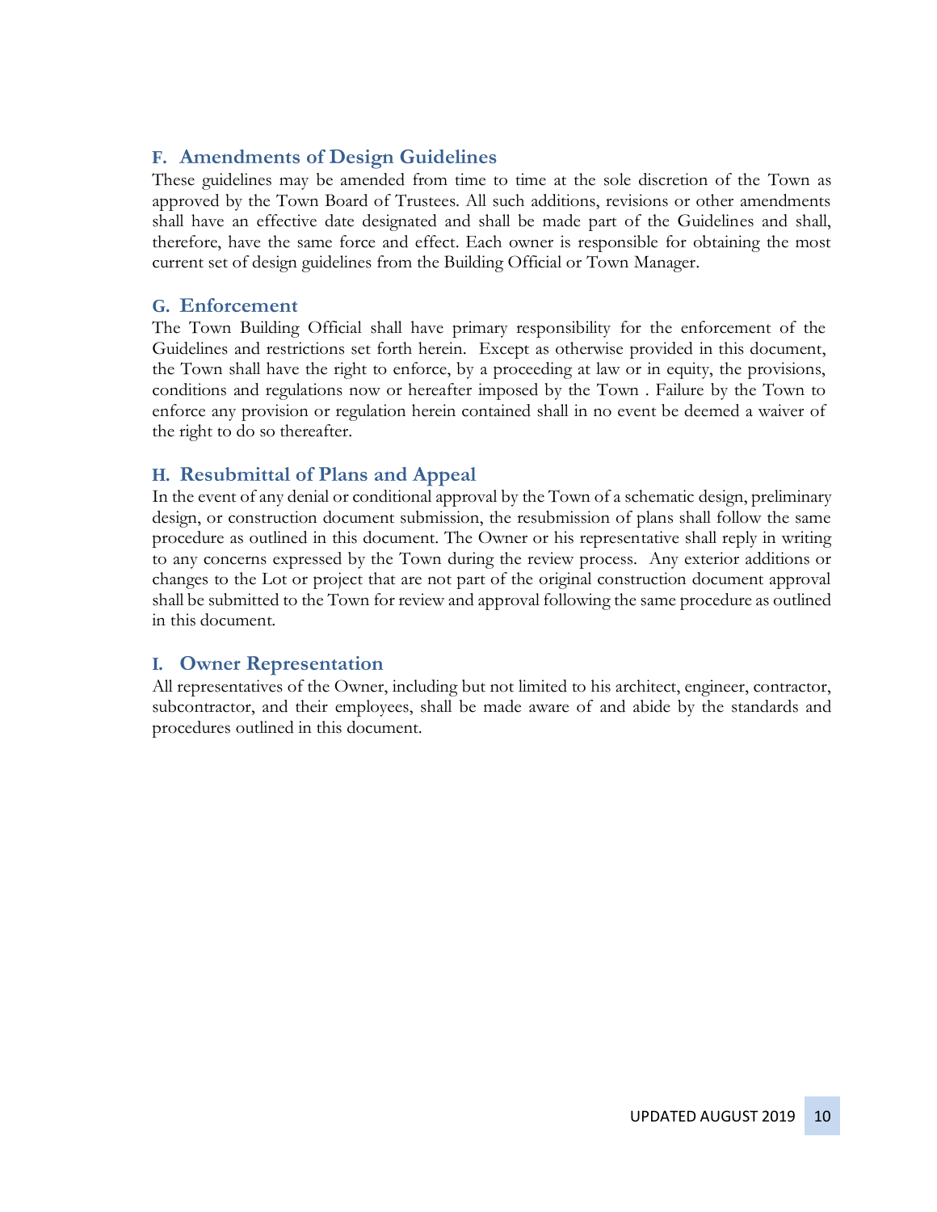## F. Amendments of Design Guidelines

These guidelines may be amended from time to time at the sole discretion of the Town as approved by the Town Board of Trustees. All such additions, revisions or other amendments shall have an effective date designated and shall be made part of the Guidelines and shall, therefore, have the same force and effect. Each owner is responsible for obtaining the most current set of design guidelines from the Building Official or Town Manager.

## G. Enforcement

The Town Building Official shall have primary responsibility for the enforcement of the Guidelines and restrictions set forth herein. Except as otherwise provided in this document, the Town shall have the right to enforce, by a proceeding at law or in equity, the provisions, conditions and regulations now or hereafter imposed by the Town . Failure by the Town to enforce any provision or regulation herein contained shall in no event be deemed a waiver of the right to do so thereafter.

## H. Resubmittal of Plans and Appeal

In the event of any denial or conditional approval by the Town of a schematic design, preliminary design, or construction document submission, the resubmission of plans shall follow the same procedure as outlined in this document. The Owner or his representative shall reply in writing to any concerns expressed by the Town during the review process. Any exterior additions or changes to the Lot or project that are not part of the original construction document approval shall be submitted to the Town for review and approval following the same procedure as outlined in this document.

## I. Owner Representation

All representatives of the Owner, including but not limited to his architect, engineer, contractor, subcontractor, and their employees, shall be made aware of and abide by the standards and procedures outlined in this document.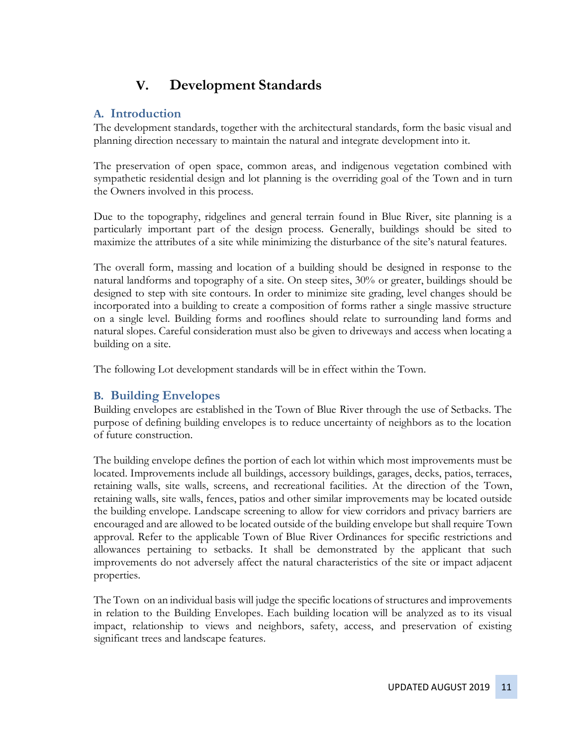# V. Development Standards

## A. Introduction

The development standards, together with the architectural standards, form the basic visual and planning direction necessary to maintain the natural and integrate development into it.

The preservation of open space, common areas, and indigenous vegetation combined with sympathetic residential design and lot planning is the overriding goal of the Town and in turn the Owners involved in this process.

Due to the topography, ridgelines and general terrain found in Blue River, site planning is a particularly important part of the design process. Generally, buildings should be sited to maximize the attributes of a site while minimizing the disturbance of the site's natural features.

The overall form, massing and location of a building should be designed in response to the natural landforms and topography of a site. On steep sites, 30% or greater, buildings should be designed to step with site contours. In order to minimize site grading, level changes should be incorporated into a building to create a composition of forms rather a single massive structure on a single level. Building forms and rooflines should relate to surrounding land forms and natural slopes. Careful consideration must also be given to driveways and access when locating a building on a site.

The following Lot development standards will be in effect within the Town.

## B. Building Envelopes

Building envelopes are established in the Town of Blue River through the use of Setbacks. The purpose of defining building envelopes is to reduce uncertainty of neighbors as to the location of future construction.

The building envelope defines the portion of each lot within which most improvements must be located. Improvements include all buildings, accessory buildings, garages, decks, patios, terraces, retaining walls, site walls, screens, and recreational facilities. At the direction of the Town, retaining walls, site walls, fences, patios and other similar improvements may be located outside the building envelope. Landscape screening to allow for view corridors and privacy barriers are encouraged and are allowed to be located outside of the building envelope but shall require Town approval. Refer to the applicable Town of Blue River Ordinances for specific restrictions and allowances pertaining to setbacks. It shall be demonstrated by the applicant that such improvements do not adversely affect the natural characteristics of the site or impact adjacent properties.

The Town on an individual basis will judge the specific locations of structures and improvements in relation to the Building Envelopes. Each building location will be analyzed as to its visual impact, relationship to views and neighbors, safety, access, and preservation of existing significant trees and landscape features.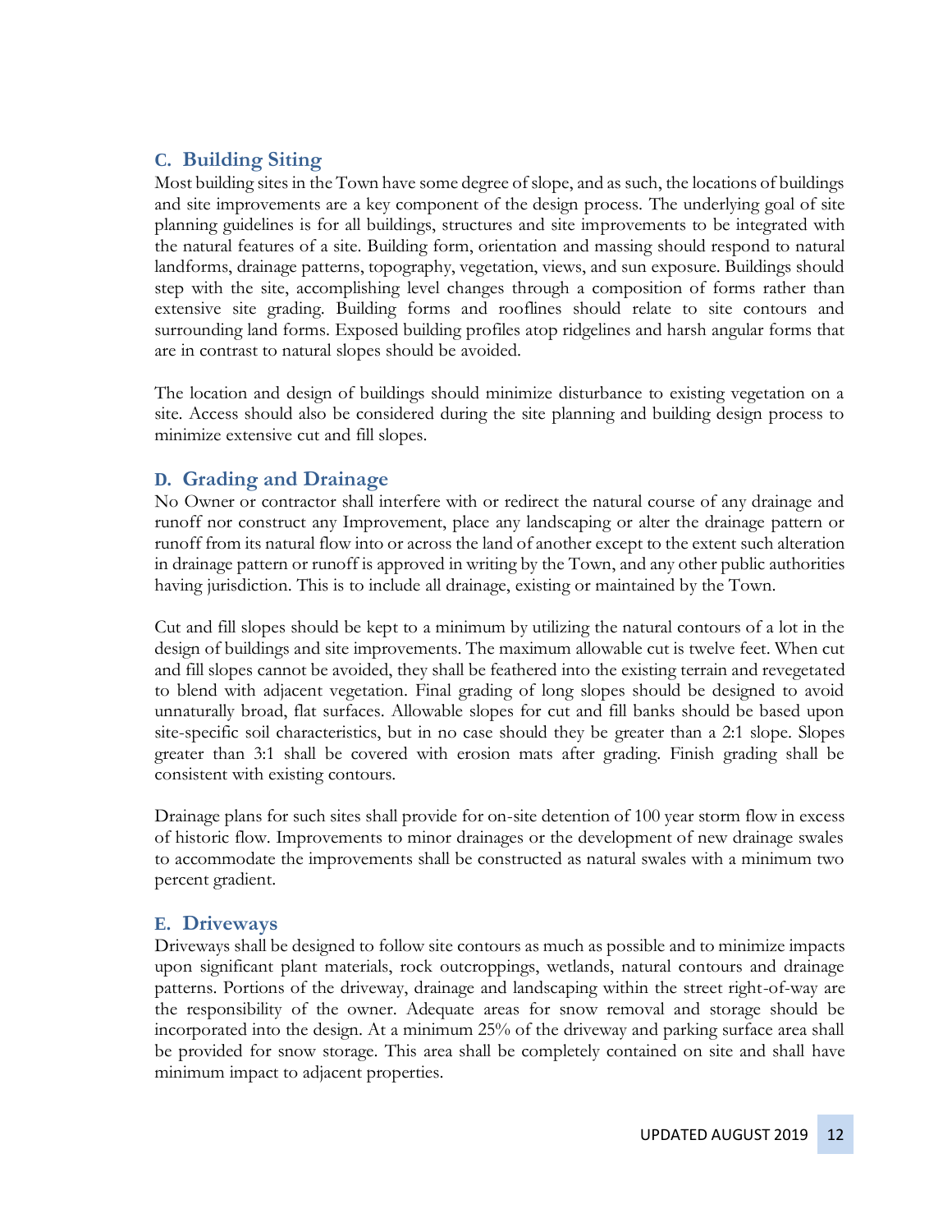## C. Building Siting

Most building sites in the Town have some degree of slope, and as such, the locations of buildings and site improvements are a key component of the design process. The underlying goal of site planning guidelines is for all buildings, structures and site improvements to be integrated with the natural features of a site. Building form, orientation and massing should respond to natural landforms, drainage patterns, topography, vegetation, views, and sun exposure. Buildings should step with the site, accomplishing level changes through a composition of forms rather than extensive site grading. Building forms and rooflines should relate to site contours and surrounding land forms. Exposed building profiles atop ridgelines and harsh angular forms that are in contrast to natural slopes should be avoided.

The location and design of buildings should minimize disturbance to existing vegetation on a site. Access should also be considered during the site planning and building design process to minimize extensive cut and fill slopes.

## D. Grading and Drainage

No Owner or contractor shall interfere with or redirect the natural course of any drainage and runoff nor construct any Improvement, place any landscaping or alter the drainage pattern or runoff from its natural flow into or across the land of another except to the extent such alteration in drainage pattern or runoff is approved in writing by the Town, and any other public authorities having jurisdiction. This is to include all drainage, existing or maintained by the Town.

Cut and fill slopes should be kept to a minimum by utilizing the natural contours of a lot in the design of buildings and site improvements. The maximum allowable cut is twelve feet. When cut and fill slopes cannot be avoided, they shall be feathered into the existing terrain and revegetated to blend with adjacent vegetation. Final grading of long slopes should be designed to avoid unnaturally broad, flat surfaces. Allowable slopes for cut and fill banks should be based upon site-specific soil characteristics, but in no case should they be greater than a 2:1 slope. Slopes greater than 3:1 shall be covered with erosion mats after grading. Finish grading shall be consistent with existing contours.

Drainage plans for such sites shall provide for on-site detention of 100 year storm flow in excess of historic flow. Improvements to minor drainages or the development of new drainage swales to accommodate the improvements shall be constructed as natural swales with a minimum two percent gradient.

## E. Driveways

Driveways shall be designed to follow site contours as much as possible and to minimize impacts upon significant plant materials, rock outcroppings, wetlands, natural contours and drainage patterns. Portions of the driveway, drainage and landscaping within the street right-of-way are the responsibility of the owner. Adequate areas for snow removal and storage should be incorporated into the design. At a minimum 25% of the driveway and parking surface area shall be provided for snow storage. This area shall be completely contained on site and shall have minimum impact to adjacent properties.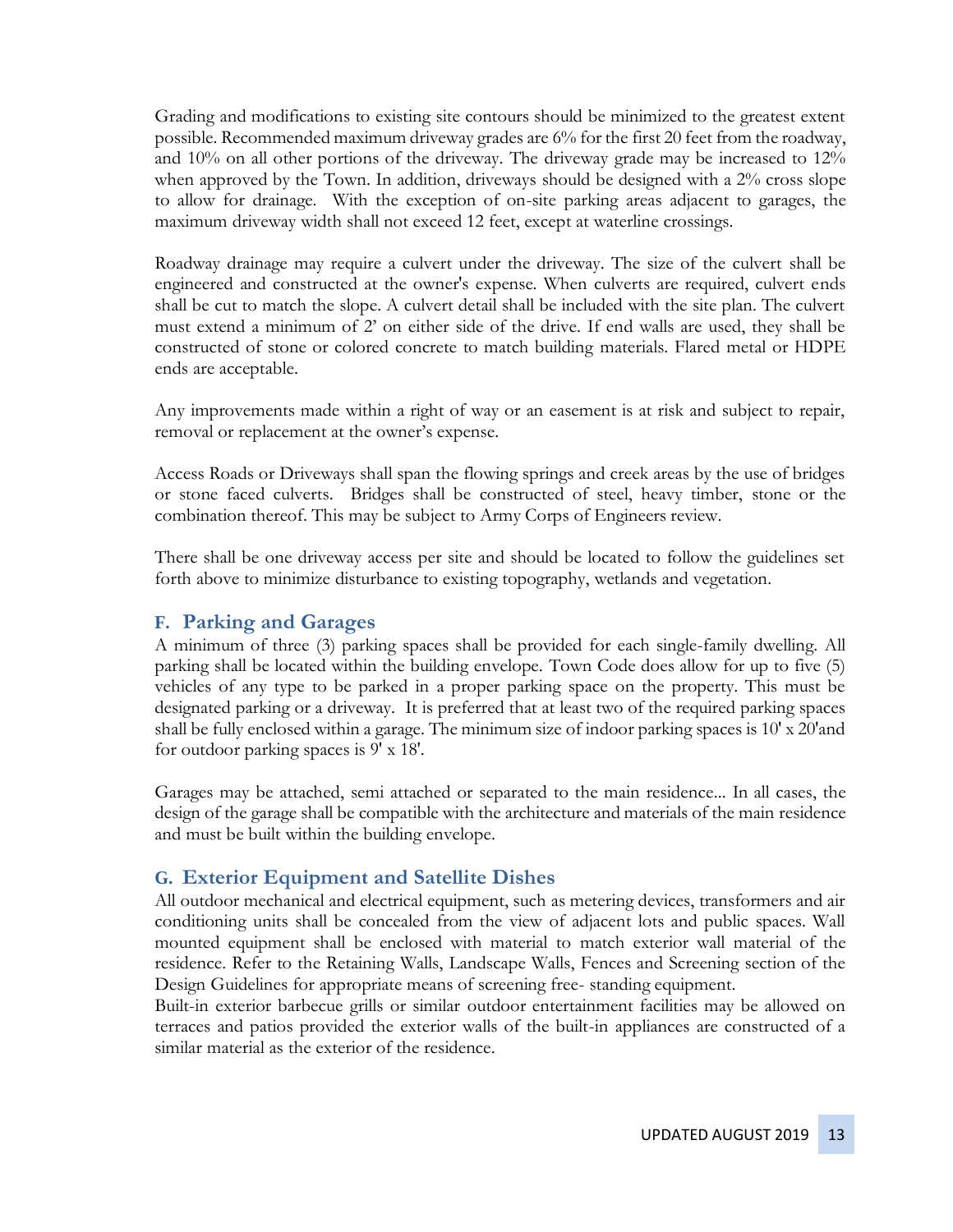Grading and modifications to existing site contours should be minimized to the greatest extent possible. Recommended maximum driveway grades are 6% for the first 20 feet from the roadway, and 10% on all other portions of the driveway. The driveway grade may be increased to 12% when approved by the Town. In addition, driveways should be designed with a 2% cross slope to allow for drainage. With the exception of on-site parking areas adjacent to garages, the maximum driveway width shall not exceed 12 feet, except at waterline crossings.

Roadway drainage may require a culvert under the driveway. The size of the culvert shall be engineered and constructed at the owner's expense. When culverts are required, culvert ends shall be cut to match the slope. A culvert detail shall be included with the site plan. The culvert must extend a minimum of 2' on either side of the drive. If end walls are used, they shall be constructed of stone or colored concrete to match building materials. Flared metal or HDPE ends are acceptable.

Any improvements made within a right of way or an easement is at risk and subject to repair, removal or replacement at the owner's expense.

Access Roads or Driveways shall span the flowing springs and creek areas by the use of bridges or stone faced culverts. Bridges shall be constructed of steel, heavy timber, stone or the combination thereof. This may be subject to Army Corps of Engineers review.

There shall be one driveway access per site and should be located to follow the guidelines set forth above to minimize disturbance to existing topography, wetlands and vegetation.

## F. Parking and Garages

A minimum of three (3) parking spaces shall be provided for each single-family dwelling. All parking shall be located within the building envelope. Town Code does allow for up to five (5) vehicles of any type to be parked in a proper parking space on the property. This must be designated parking or a driveway. It is preferred that at least two of the required parking spaces shall be fully enclosed within a garage. The minimum size of indoor parking spaces is 10' x 20'and for outdoor parking spaces is 9' x 18'.

Garages may be attached, semi attached or separated to the main residence... In all cases, the design of the garage shall be compatible with the architecture and materials of the main residence and must be built within the building envelope.

## G. Exterior Equipment and Satellite Dishes

All outdoor mechanical and electrical equipment, such as metering devices, transformers and air conditioning units shall be concealed from the view of adjacent lots and public spaces. Wall mounted equipment shall be enclosed with material to match exterior wall material of the residence. Refer to the Retaining Walls, Landscape Walls, Fences and Screening section of the Design Guidelines for appropriate means of screening free- standing equipment.

Built-in exterior barbecue grills or similar outdoor entertainment facilities may be allowed on terraces and patios provided the exterior walls of the built-in appliances are constructed of a similar material as the exterior of the residence.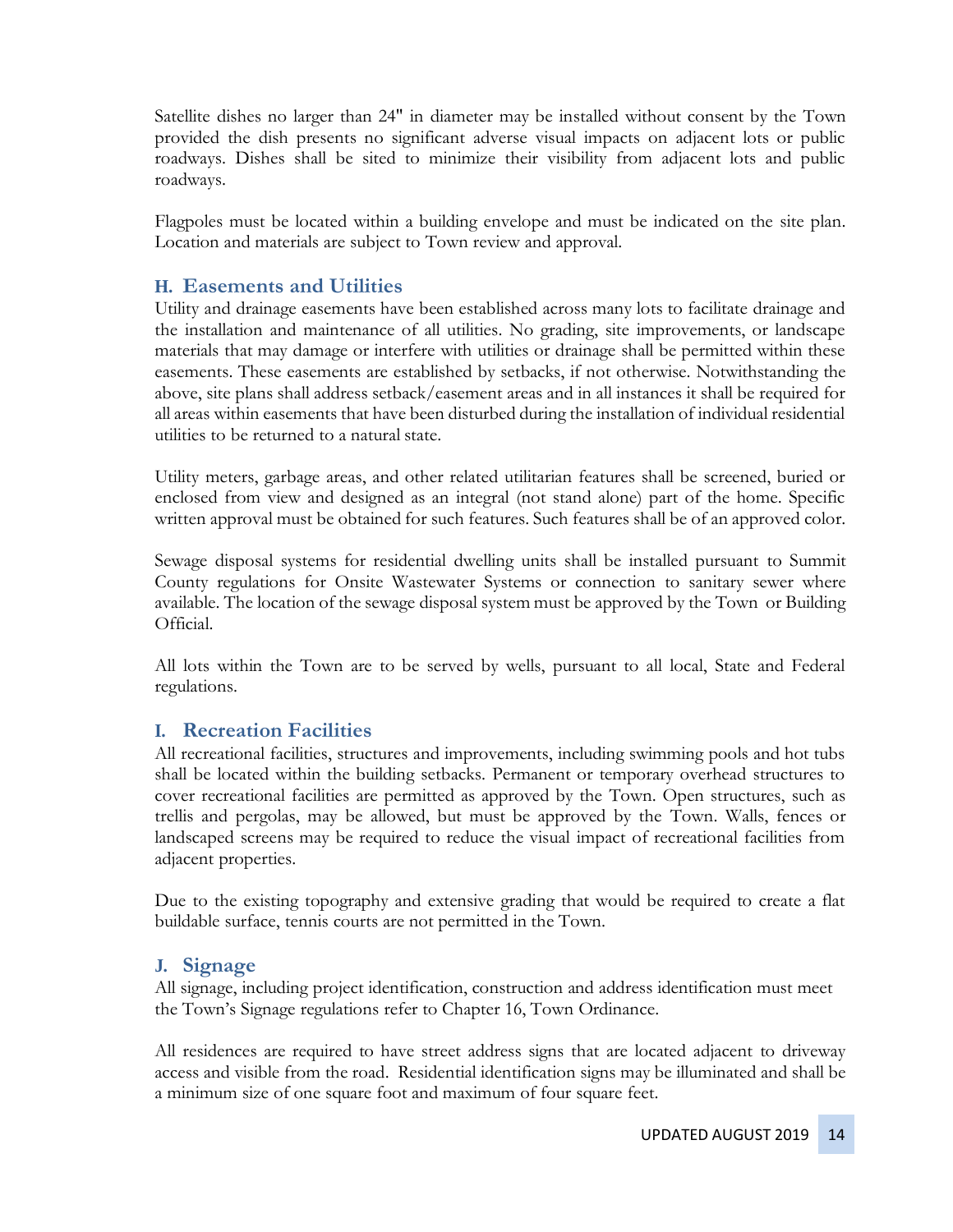Satellite dishes no larger than 24" in diameter may be installed without consent by the Town provided the dish presents no significant adverse visual impacts on adjacent lots or public roadways. Dishes shall be sited to minimize their visibility from adjacent lots and public roadways.

Flagpoles must be located within a building envelope and must be indicated on the site plan. Location and materials are subject to Town review and approval.

### H. Easements and Utilities

Utility and drainage easements have been established across many lots to facilitate drainage and the installation and maintenance of all utilities. No grading, site improvements, or landscape materials that may damage or interfere with utilities or drainage shall be permitted within these easements. These easements are established by setbacks, if not otherwise. Notwithstanding the above, site plans shall address setback/easement areas and in all instances it shall be required for all areas within easements that have been disturbed during the installation of individual residential utilities to be returned to a natural state.

Utility meters, garbage areas, and other related utilitarian features shall be screened, buried or enclosed from view and designed as an integral (not stand alone) part of the home. Specific written approval must be obtained for such features. Such features shall be of an approved color.

Sewage disposal systems for residential dwelling units shall be installed pursuant to Summit County regulations for Onsite Wastewater Systems or connection to sanitary sewer where available. The location of the sewage disposal system must be approved by the Town or Building Official.

All lots within the Town are to be served by wells, pursuant to all local, State and Federal regulations.

### I. Recreation Facilities

All recreational facilities, structures and improvements, including swimming pools and hot tubs shall be located within the building setbacks. Permanent or temporary overhead structures to cover recreational facilities are permitted as approved by the Town. Open structures, such as trellis and pergolas, may be allowed, but must be approved by the Town. Walls, fences or landscaped screens may be required to reduce the visual impact of recreational facilities from adjacent properties.

Due to the existing topography and extensive grading that would be required to create a flat buildable surface, tennis courts are not permitted in the Town.

### J. Signage

All signage, including project identification, construction and address identification must meet the Town's Signage regulations refer to Chapter 16, Town Ordinance.

All residences are required to have street address signs that are located adjacent to driveway access and visible from the road. Residential identification signs may be illuminated and shall be a minimum size of one square foot and maximum of four square feet.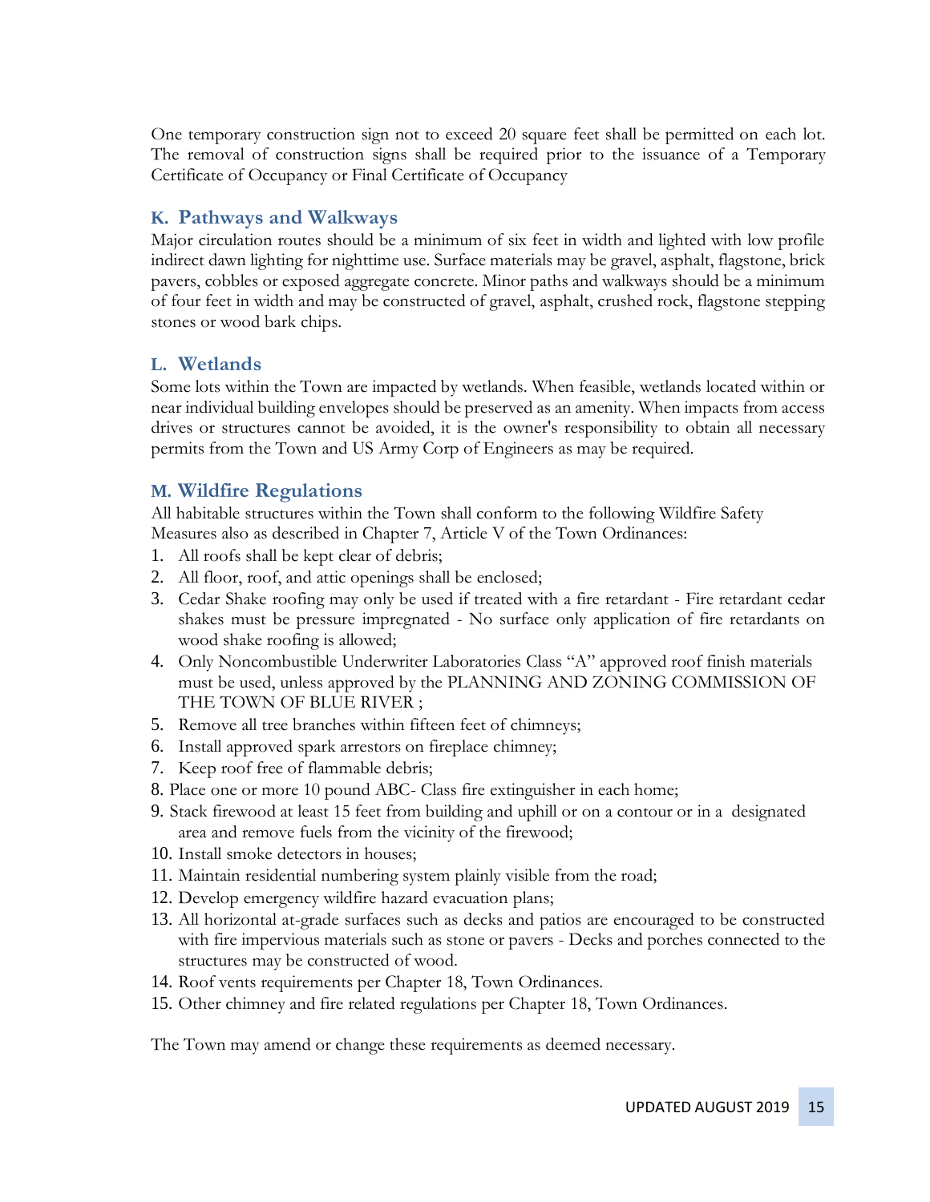One temporary construction sign not to exceed 20 square feet shall be permitted on each lot. The removal of construction signs shall be required prior to the issuance of a Temporary Certificate of Occupancy or Final Certificate of Occupancy

### K. Pathways and Walkways

Major circulation routes should be a minimum of six feet in width and lighted with low profile indirect dawn lighting for nighttime use. Surface materials may be gravel, asphalt, flagstone, brick pavers, cobbles or exposed aggregate concrete. Minor paths and walkways should be a minimum of four feet in width and may be constructed of gravel, asphalt, crushed rock, flagstone stepping stones or wood bark chips.

### L. Wetlands

Some lots within the Town are impacted by wetlands. When feasible, wetlands located within or near individual building envelopes should be preserved as an amenity. When impacts from access drives or structures cannot be avoided, it is the owner's responsibility to obtain all necessary permits from the Town and US Army Corp of Engineers as may be required.

### M. Wildfire Regulations

All habitable structures within the Town shall conform to the following Wildfire Safety Measures also as described in Chapter 7, Article V of the Town Ordinances:

1. All roofs shall be kept clear of debris;
2. All floor, roof, and attic openings shall be enclosed;
3. Cedar Shake roofing may only be used if treated with a fire retardant - Fire retardant cedar shakes must be pressure impregnated - No surface only application of fire retardants on wood shake roofing is allowed;
4. Only Noncombustible Underwriter Laboratories Class "A" approved roof finish materials must be used, unless approved by the PLANNING AND ZONING COMMISSION OF THE TOWN OF BLUE RIVER ;
5. Remove all tree branches within fifteen feet of chimneys;
6. Install approved spark arrestors on fireplace chimney;
7. Keep roof free of flammable debris;
8. Place one or more 10 pound ABC- Class fire extinguisher in each home;
9. Stack firewood at least 15 feet from building and uphill or on a contour or in a designated area and remove fuels from the vicinity of the firewood;
10. Install smoke detectors in houses;
11. Maintain residential numbering system plainly visible from the road;
12. Develop emergency wildfire hazard evacuation plans;
13. All horizontal at-grade surfaces such as decks and patios are encouraged to be constructed with fire impervious materials such as stone or pavers - Decks and porches connected to the structures may be constructed of wood.
14. Roof vents requirements per Chapter 18, Town Ordinances.
15. Other chimney and fire related regulations per Chapter 18, Town Ordinances.

The Town may amend or change these requirements as deemed necessary.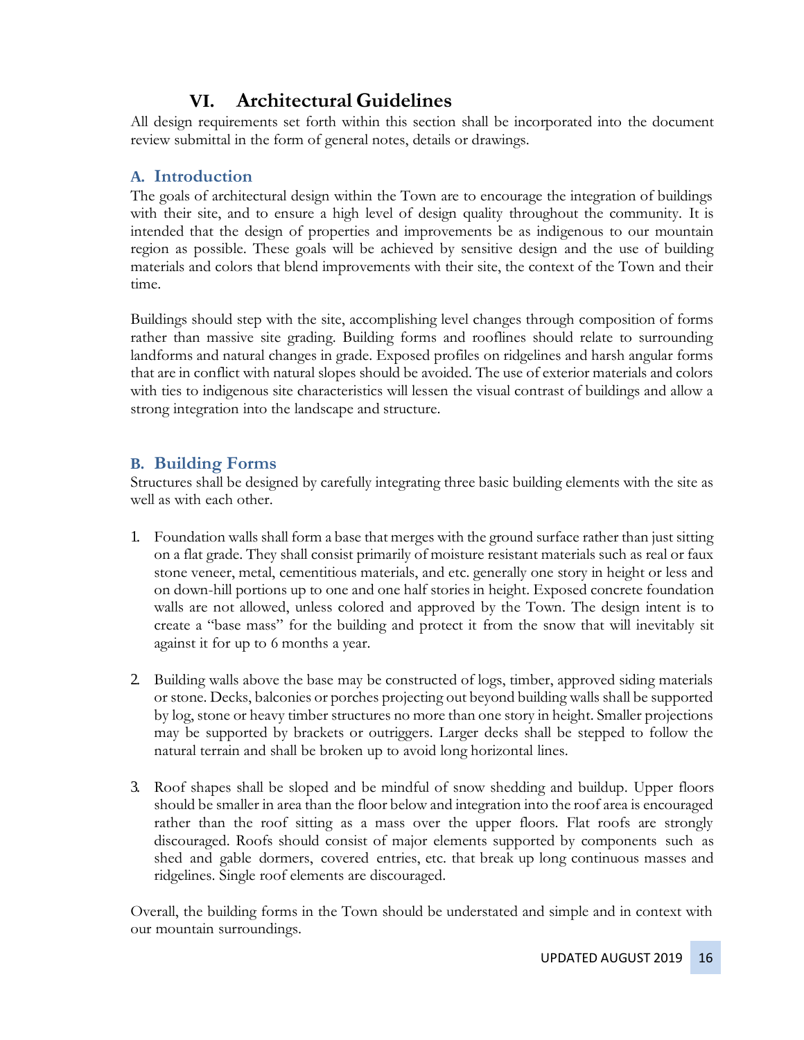# VI. Architectural Guidelines

All design requirements set forth within this section shall be incorporated into the document review submittal in the form of general notes, details or drawings.

## A. Introduction

The goals of architectural design within the Town are to encourage the integration of buildings with their site, and to ensure a high level of design quality throughout the community. It is intended that the design of properties and improvements be as indigenous to our mountain region as possible. These goals will be achieved by sensitive design and the use of building materials and colors that blend improvements with their site, the context of the Town and their time.

Buildings should step with the site, accomplishing level changes through composition of forms rather than massive site grading. Building forms and rooflines should relate to surrounding landforms and natural changes in grade. Exposed profiles on ridgelines and harsh angular forms that are in conflict with natural slopes should be avoided. The use of exterior materials and colors with ties to indigenous site characteristics will lessen the visual contrast of buildings and allow a strong integration into the landscape and structure.

## B. Building Forms

Structures shall be designed by carefully integrating three basic building elements with the site as well as with each other.

1. Foundation walls shall form a base that merges with the ground surface rather than just sitting on a flat grade. They shall consist primarily of moisture resistant materials such as real or faux stone veneer, metal, cementitious materials, and etc. generally one story in height or less and on down-hill portions up to one and one half stories in height. Exposed concrete foundation walls are not allowed, unless colored and approved by the Town. The design intent is to create a "base mass" for the building and protect it from the snow that will inevitably sit against it for up to 6 months a year.

2. Building walls above the base may be constructed of logs, timber, approved siding materials or stone. Decks, balconies or porches projecting out beyond building walls shall be supported by log, stone or heavy timber structures no more than one story in height. Smaller projections may be supported by brackets or outriggers. Larger decks shall be stepped to follow the natural terrain and shall be broken up to avoid long horizontal lines.

3. Roof shapes shall be sloped and be mindful of snow shedding and buildup. Upper floors should be smaller in area than the floor below and integration into the roof area is encouraged rather than the roof sitting as a mass over the upper floors. Flat roofs are strongly discouraged. Roofs should consist of major elements supported by components such as shed and gable dormers, covered entries, etc. that break up long continuous masses and ridgelines. Single roof elements are discouraged.

Overall, the building forms in the Town should be understated and simple and in context with our mountain surroundings.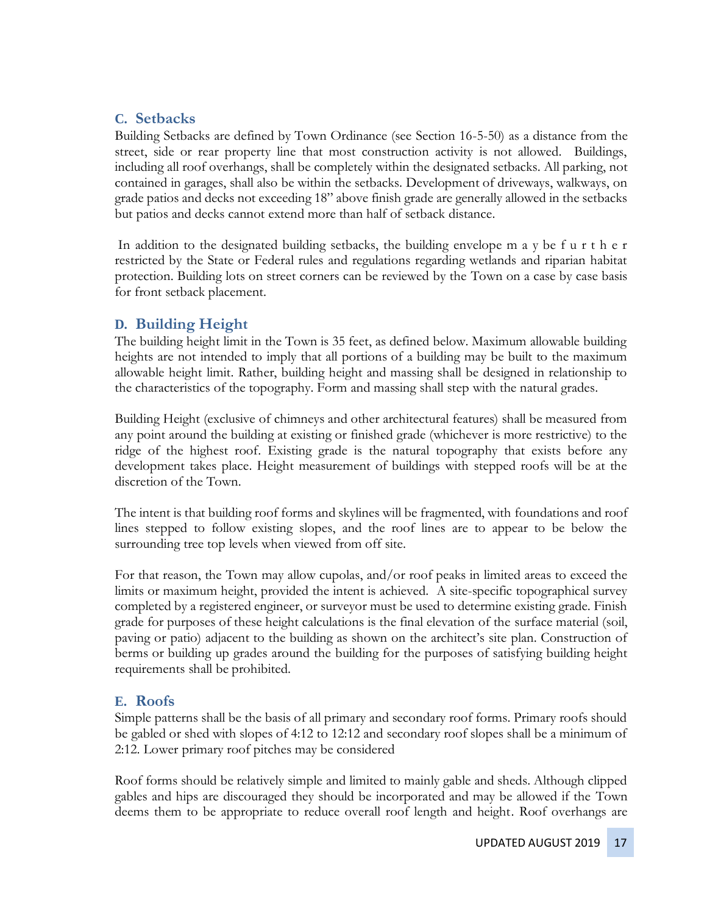## C. Setbacks

Building Setbacks are defined by Town Ordinance (see Section 16-5-50) as a distance from the street, side or rear property line that most construction activity is not allowed. Buildings, including all roof overhangs, shall be completely within the designated setbacks. All parking, not contained in garages, shall also be within the setbacks. Development of driveways, walkways, on grade patios and decks not exceeding 18" above finish grade are generally allowed in the setbacks but patios and decks cannot extend more than half of setback distance.

In addition to the designated building setbacks, the building envelope may be further restricted by the State or Federal rules and regulations regarding wetlands and riparian habitat protection. Building lots on street corners can be reviewed by the Town on a case by case basis for front setback placement.

## D. Building Height

The building height limit in the Town is 35 feet, as defined below. Maximum allowable building heights are not intended to imply that all portions of a building may be built to the maximum allowable height limit. Rather, building height and massing shall be designed in relationship to the characteristics of the topography. Form and massing shall step with the natural grades.

Building Height (exclusive of chimneys and other architectural features) shall be measured from any point around the building at existing or finished grade (whichever is more restrictive) to the ridge of the highest roof. Existing grade is the natural topography that exists before any development takes place. Height measurement of buildings with stepped roofs will be at the discretion of the Town.

The intent is that building roof forms and skylines will be fragmented, with foundations and roof lines stepped to follow existing slopes, and the roof lines are to appear to be below the surrounding tree top levels when viewed from off site.

For that reason, the Town may allow cupolas, and/or roof peaks in limited areas to exceed the limits or maximum height, provided the intent is achieved. A site-specific topographical survey completed by a registered engineer, or surveyor must be used to determine existing grade. Finish grade for purposes of these height calculations is the final elevation of the surface material (soil, paving or patio) adjacent to the building as shown on the architect's site plan. Construction of berms or building up grades around the building for the purposes of satisfying building height requirements shall be prohibited.

## E. Roofs

Simple patterns shall be the basis of all primary and secondary roof forms. Primary roofs should be gabled or shed with slopes of 4:12 to 12:12 and secondary roof slopes shall be a minimum of 2:12. Lower primary roof pitches may be considered

Roof forms should be relatively simple and limited to mainly gable and sheds. Although clipped gables and hips are discouraged they should be incorporated and may be allowed if the Town deems them to be appropriate to reduce overall roof length and height. Roof overhangs are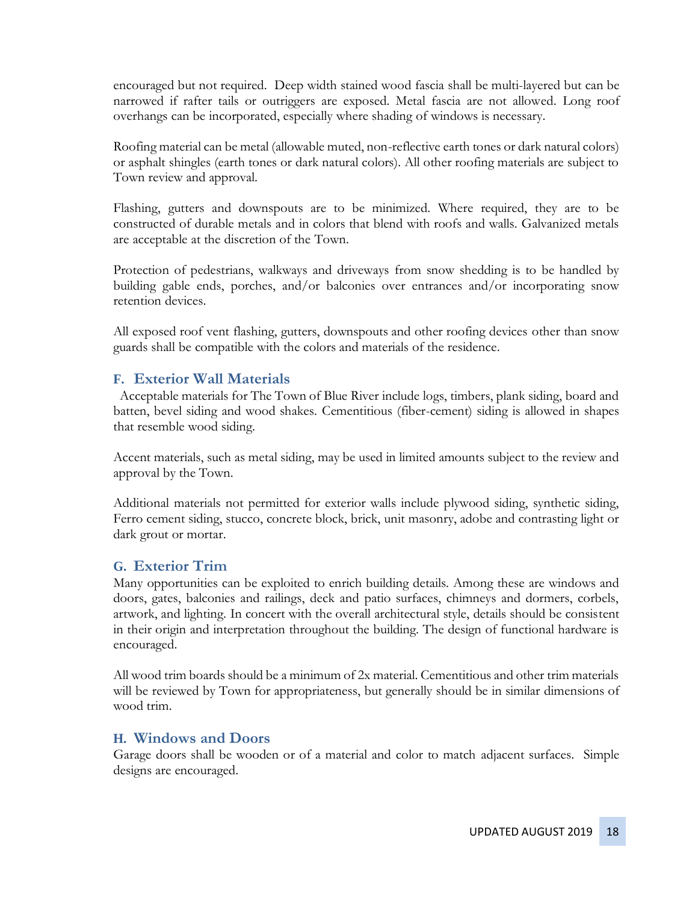encouraged but not required. Deep width stained wood fascia shall be multi-layered but can be narrowed if rafter tails or outriggers are exposed. Metal fascia are not allowed. Long roof overhangs can be incorporated, especially where shading of windows is necessary.

Roofing material can be metal (allowable muted, non-reflective earth tones or dark natural colors) or asphalt shingles (earth tones or dark natural colors). All other roofing materials are subject to Town review and approval.

Flashing, gutters and downspouts are to be minimized. Where required, they are to be constructed of durable metals and in colors that blend with roofs and walls. Galvanized metals are acceptable at the discretion of the Town.

Protection of pedestrians, walkways and driveways from snow shedding is to be handled by building gable ends, porches, and/or balconies over entrances and/or incorporating snow retention devices.

All exposed roof vent flashing, gutters, downspouts and other roofing devices other than snow guards shall be compatible with the colors and materials of the residence.

### F. Exterior Wall Materials

Acceptable materials for The Town of Blue River include logs, timbers, plank siding, board and batten, bevel siding and wood shakes. Cementitious (fiber-cement) siding is allowed in shapes that resemble wood siding.

Accent materials, such as metal siding, may be used in limited amounts subject to the review and approval by the Town.

Additional materials not permitted for exterior walls include plywood siding, synthetic siding, Ferro cement siding, stucco, concrete block, brick, unit masonry, adobe and contrasting light or dark grout or mortar.

### G. Exterior Trim

Many opportunities can be exploited to enrich building details. Among these are windows and doors, gates, balconies and railings, deck and patio surfaces, chimneys and dormers, corbels, artwork, and lighting. In concert with the overall architectural style, details should be consistent in their origin and interpretation throughout the building. The design of functional hardware is encouraged.

All wood trim boards should be a minimum of 2x material. Cementitious and other trim materials will be reviewed by Town for appropriateness, but generally should be in similar dimensions of wood trim.

### H. Windows and Doors

Garage doors shall be wooden or of a material and color to match adjacent surfaces. Simple designs are encouraged.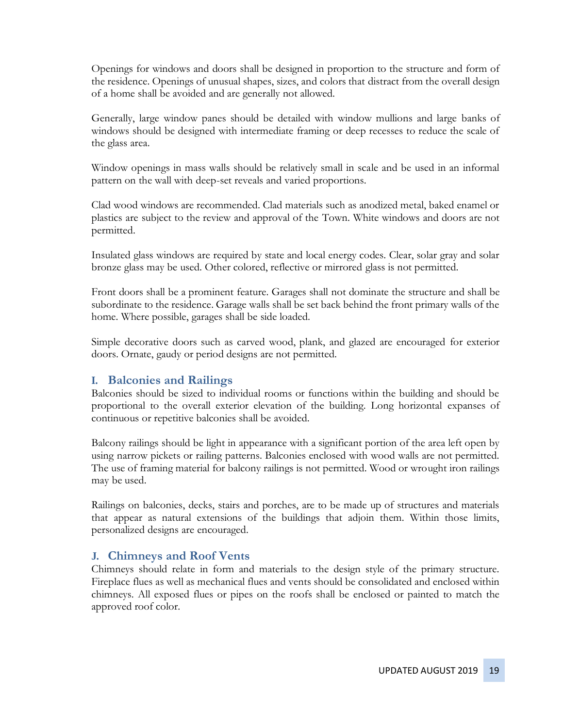Openings for windows and doors shall be designed in proportion to the structure and form of the residence. Openings of unusual shapes, sizes, and colors that distract from the overall design of a home shall be avoided and are generally not allowed.

Generally, large window panes should be detailed with window mullions and large banks of windows should be designed with intermediate framing or deep recesses to reduce the scale of the glass area.

Window openings in mass walls should be relatively small in scale and be used in an informal pattern on the wall with deep-set reveals and varied proportions.

Clad wood windows are recommended. Clad materials such as anodized metal, baked enamel or plastics are subject to the review and approval of the Town. White windows and doors are not permitted.

Insulated glass windows are required by state and local energy codes. Clear, solar gray and solar bronze glass may be used. Other colored, reflective or mirrored glass is not permitted.

Front doors shall be a prominent feature. Garages shall not dominate the structure and shall be subordinate to the residence. Garage walls shall be set back behind the front primary walls of the home. Where possible, garages shall be side loaded.

Simple decorative doors such as carved wood, plank, and glazed are encouraged for exterior doors. Ornate, gaudy or period designs are not permitted.

## I. Balconies and Railings

Balconies should be sized to individual rooms or functions within the building and should be proportional to the overall exterior elevation of the building. Long horizontal expanses of continuous or repetitive balconies shall be avoided.

Balcony railings should be light in appearance with a significant portion of the area left open by using narrow pickets or railing patterns. Balconies enclosed with wood walls are not permitted. The use of framing material for balcony railings is not permitted. Wood or wrought iron railings may be used.

Railings on balconies, decks, stairs and porches, are to be made up of structures and materials that appear as natural extensions of the buildings that adjoin them. Within those limits, personalized designs are encouraged.

## J. Chimneys and Roof Vents

Chimneys should relate in form and materials to the design style of the primary structure. Fireplace flues as well as mechanical flues and vents should be consolidated and enclosed within chimneys. All exposed flues or pipes on the roofs shall be enclosed or painted to match the approved roof color.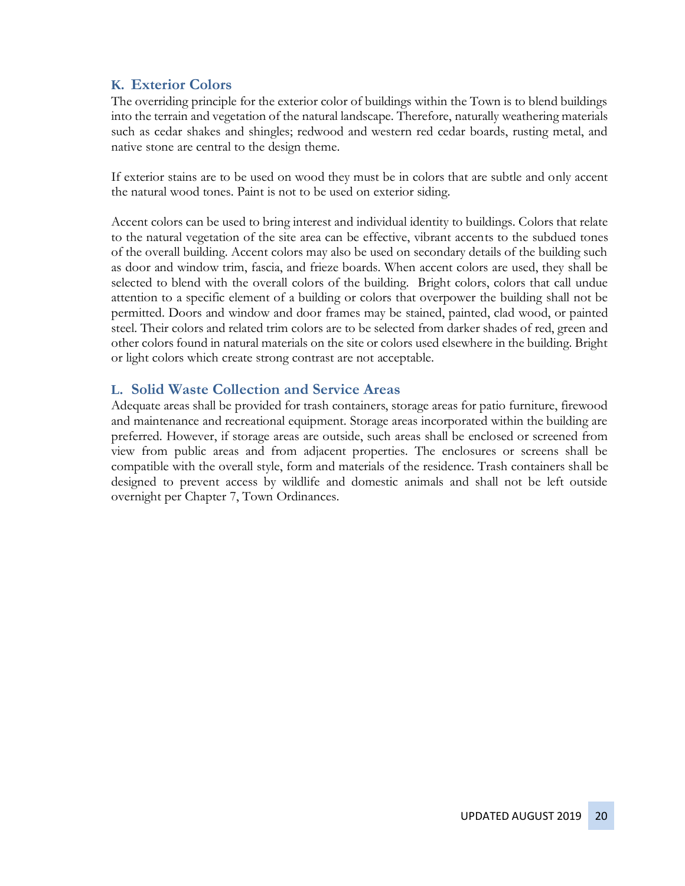## K. Exterior Colors

The overriding principle for the exterior color of buildings within the Town is to blend buildings into the terrain and vegetation of the natural landscape. Therefore, naturally weathering materials such as cedar shakes and shingles; redwood and western red cedar boards, rusting metal, and native stone are central to the design theme.

If exterior stains are to be used on wood they must be in colors that are subtle and only accent the natural wood tones. Paint is not to be used on exterior siding.

Accent colors can be used to bring interest and individual identity to buildings. Colors that relate to the natural vegetation of the site area can be effective, vibrant accents to the subdued tones of the overall building. Accent colors may also be used on secondary details of the building such as door and window trim, fascia, and frieze boards. When accent colors are used, they shall be selected to blend with the overall colors of the building. Bright colors, colors that call undue attention to a specific element of a building or colors that overpower the building shall not be permitted. Doors and window and door frames may be stained, painted, clad wood, or painted steel. Their colors and related trim colors are to be selected from darker shades of red, green and other colors found in natural materials on the site or colors used elsewhere in the building. Bright or light colors which create strong contrast are not acceptable.

## L. Solid Waste Collection and Service Areas

Adequate areas shall be provided for trash containers, storage areas for patio furniture, firewood and maintenance and recreational equipment. Storage areas incorporated within the building are preferred. However, if storage areas are outside, such areas shall be enclosed or screened from view from public areas and from adjacent properties. The enclosures or screens shall be compatible with the overall style, form and materials of the residence. Trash containers shall be designed to prevent access by wildlife and domestic animals and shall not be left outside overnight per Chapter 7, Town Ordinances.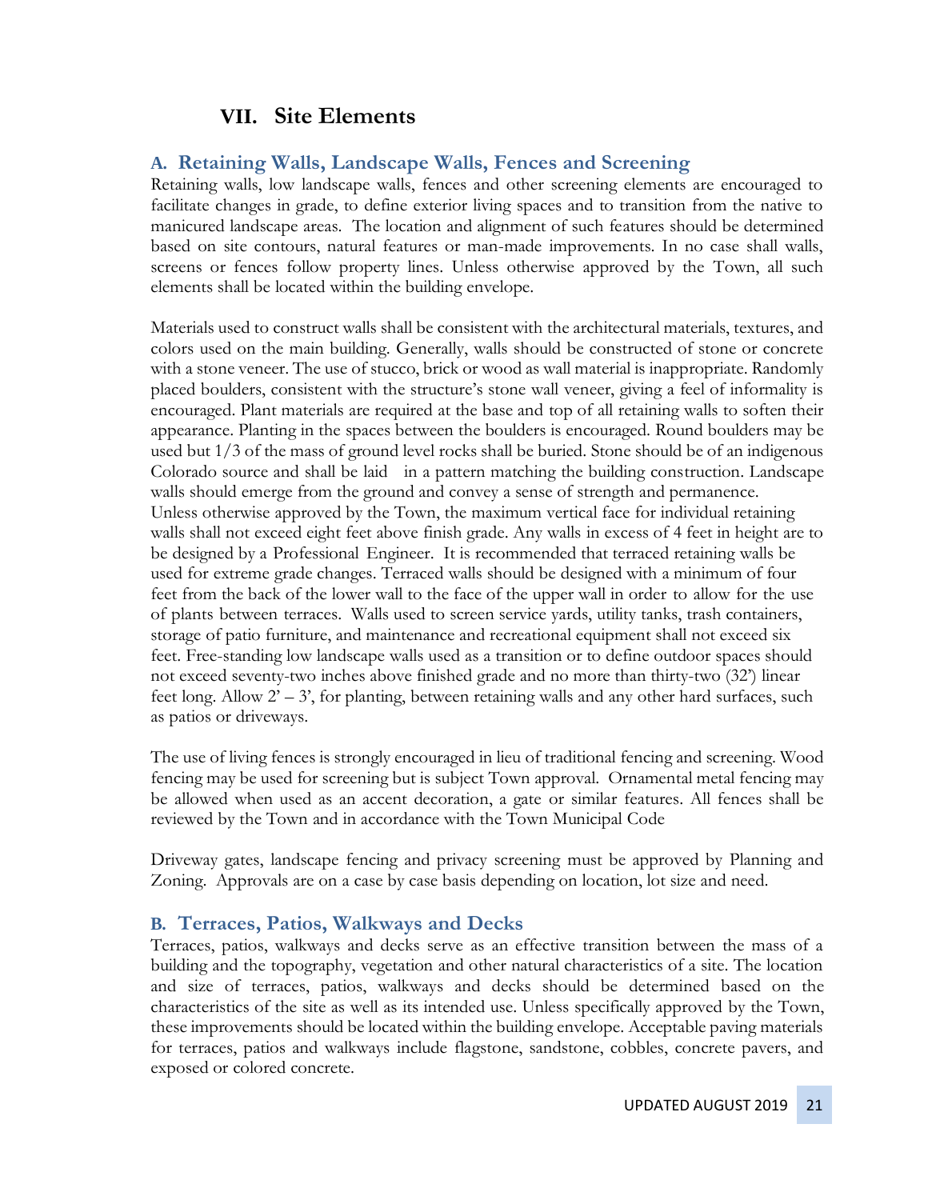# VII. Site Elements

## A. Retaining Walls, Landscape Walls, Fences and Screening

Retaining walls, low landscape walls, fences and other screening elements are encouraged to facilitate changes in grade, to define exterior living spaces and to transition from the native to manicured landscape areas. The location and alignment of such features should be determined based on site contours, natural features or man-made improvements. In no case shall walls, screens or fences follow property lines. Unless otherwise approved by the Town, all such elements shall be located within the building envelope.

Materials used to construct walls shall be consistent with the architectural materials, textures, and colors used on the main building. Generally, walls should be constructed of stone or concrete with a stone veneer. The use of stucco, brick or wood as wall material is inappropriate. Randomly placed boulders, consistent with the structure's stone wall veneer, giving a feel of informality is encouraged. Plant materials are required at the base and top of all retaining walls to soften their appearance. Planting in the spaces between the boulders is encouraged. Round boulders may be used but 1/3 of the mass of ground level rocks shall be buried. Stone should be of an indigenous Colorado source and shall be laid in a pattern matching the building construction. Landscape walls should emerge from the ground and convey a sense of strength and permanence.
Unless otherwise approved by the Town, the maximum vertical face for individual retaining walls shall not exceed eight feet above finish grade. Any walls in excess of 4 feet in height are to be designed by a Professional Engineer. It is recommended that terraced retaining walls be used for extreme grade changes. Terraced walls should be designed with a minimum of four feet from the back of the lower wall to the face of the upper wall in order to allow for the use of plants between terraces. Walls used to screen service yards, utility tanks, trash containers, storage of patio furniture, and maintenance and recreational equipment shall not exceed six feet. Free-standing low landscape walls used as a transition or to define outdoor spaces should not exceed seventy-two inches above finished grade and no more than thirty-two (32') linear feet long. Allow 2' – 3', for planting, between retaining walls and any other hard surfaces, such as patios or driveways.

The use of living fences is strongly encouraged in lieu of traditional fencing and screening. Wood fencing may be used for screening but is subject Town approval. Ornamental metal fencing may be allowed when used as an accent decoration, a gate or similar features. All fences shall be reviewed by the Town and in accordance with the Town Municipal Code

Driveway gates, landscape fencing and privacy screening must be approved by Planning and Zoning. Approvals are on a case by case basis depending on location, lot size and need.

## B. Terraces, Patios, Walkways and Decks

Terraces, patios, walkways and decks serve as an effective transition between the mass of a building and the topography, vegetation and other natural characteristics of a site. The location and size of terraces, patios, walkways and decks should be determined based on the characteristics of the site as well as its intended use. Unless specifically approved by the Town, these improvements should be located within the building envelope. Acceptable paving materials for terraces, patios and walkways include flagstone, sandstone, cobbles, concrete pavers, and exposed or colored concrete.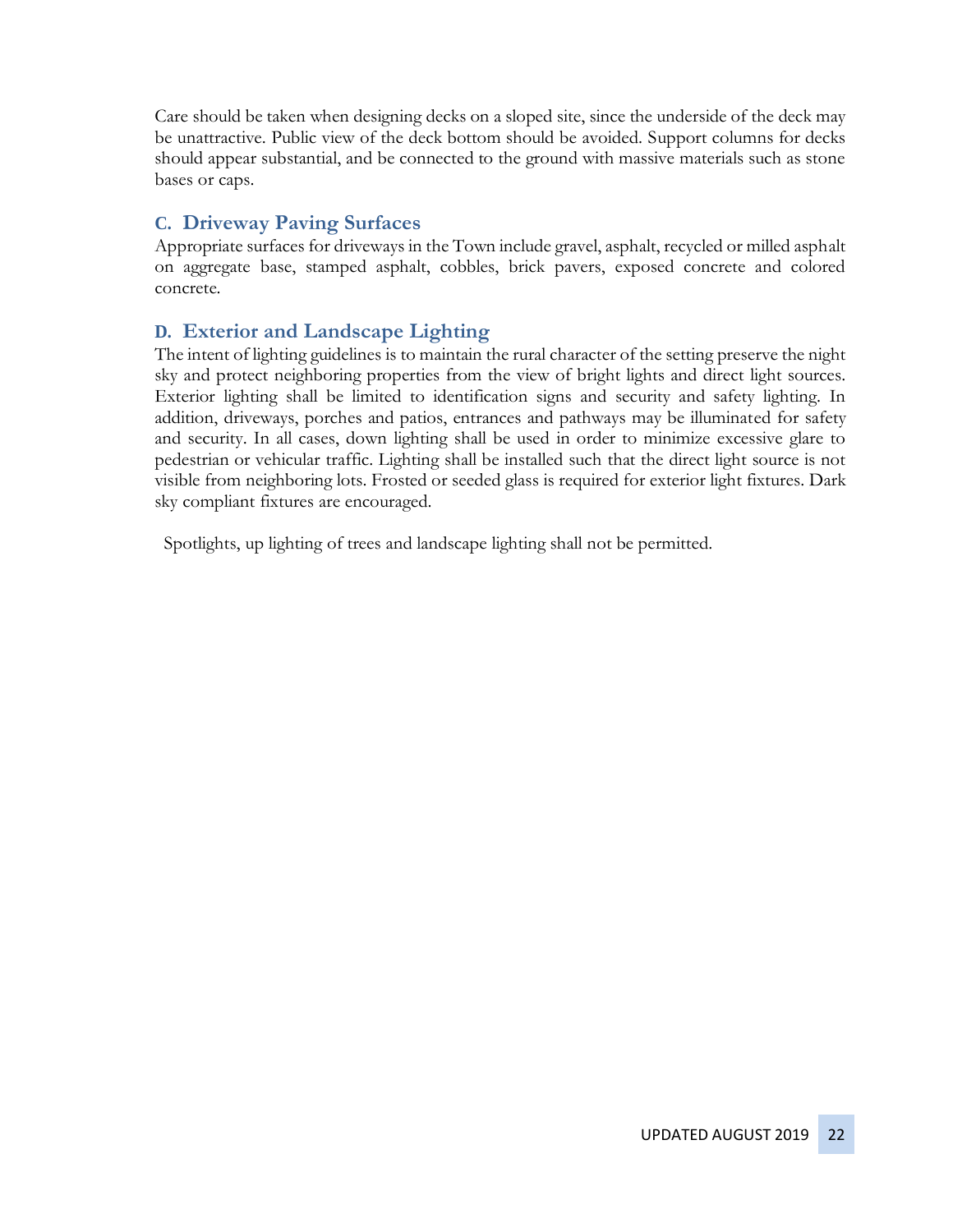Care should be taken when designing decks on a sloped site, since the underside of the deck may be unattractive. Public view of the deck bottom should be avoided. Support columns for decks should appear substantial, and be connected to the ground with massive materials such as stone bases or caps.

### C. Driveway Paving Surfaces

Appropriate surfaces for driveways in the Town include gravel, asphalt, recycled or milled asphalt on aggregate base, stamped asphalt, cobbles, brick pavers, exposed concrete and colored concrete.

### D. Exterior and Landscape Lighting

The intent of lighting guidelines is to maintain the rural character of the setting preserve the night sky and protect neighboring properties from the view of bright lights and direct light sources. Exterior lighting shall be limited to identification signs and security and safety lighting. In addition, driveways, porches and patios, entrances and pathways may be illuminated for safety and security. In all cases, down lighting shall be used in order to minimize excessive glare to pedestrian or vehicular traffic. Lighting shall be installed such that the direct light source is not visible from neighboring lots. Frosted or seeded glass is required for exterior light fixtures. Dark sky compliant fixtures are encouraged.

Spotlights, up lighting of trees and landscape lighting shall not be permitted.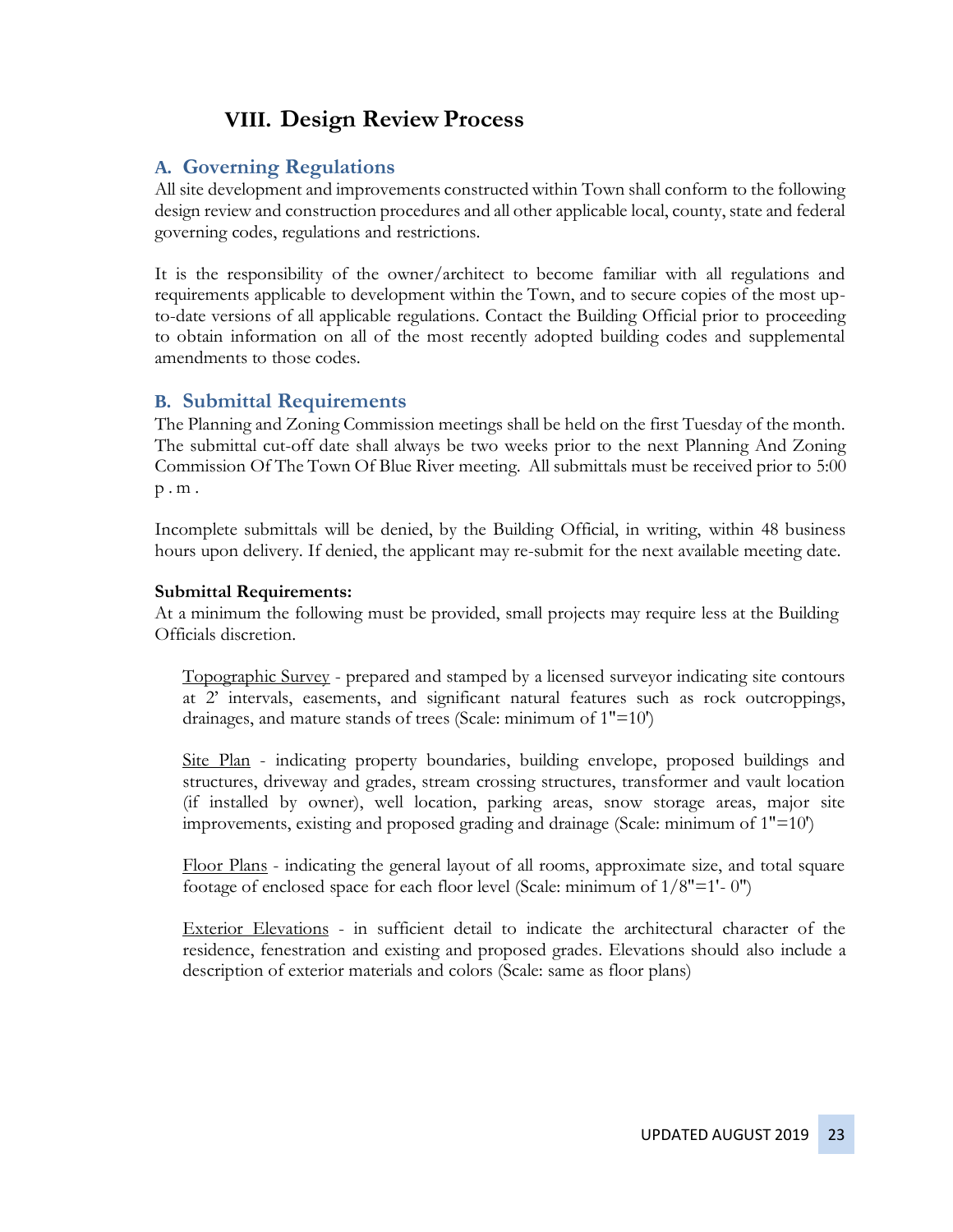# VIII. Design Review Process

## A. Governing Regulations

All site development and improvements constructed within Town shall conform to the following design review and construction procedures and all other applicable local, county, state and federal governing codes, regulations and restrictions.

It is the responsibility of the owner/architect to become familiar with all regulations and requirements applicable to development within the Town, and to secure copies of the most up-to-date versions of all applicable regulations. Contact the Building Official prior to proceeding to obtain information on all of the most recently adopted building codes and supplemental amendments to those codes.

## B. Submittal Requirements

The Planning and Zoning Commission meetings shall be held on the first Tuesday of the month. The submittal cut-off date shall always be two weeks prior to the next Planning And Zoning Commission Of The Town Of Blue River meeting. All submittals must be received prior to 5:00 p.m.

Incomplete submittals will be denied, by the Building Official, in writing, within 48 business hours upon delivery. If denied, the applicant may re-submit for the next available meeting date.

**Submittal Requirements:**

At a minimum the following must be provided, small projects may require less at the Building Officials discretion.

Topographic Survey - prepared and stamped by a licensed surveyor indicating site contours at 2' intervals, easements, and significant natural features such as rock outcroppings, drainages, and mature stands of trees (Scale: minimum of 1"=10')

Site Plan - indicating property boundaries, building envelope, proposed buildings and structures, driveway and grades, stream crossing structures, transformer and vault location (if installed by owner), well location, parking areas, snow storage areas, major site improvements, existing and proposed grading and drainage (Scale: minimum of 1"=10')

Floor Plans - indicating the general layout of all rooms, approximate size, and total square footage of enclosed space for each floor level (Scale: minimum of 1/8"=1'- 0")

Exterior Elevations - in sufficient detail to indicate the architectural character of the residence, fenestration and existing and proposed grades. Elevations should also include a description of exterior materials and colors (Scale: same as floor plans)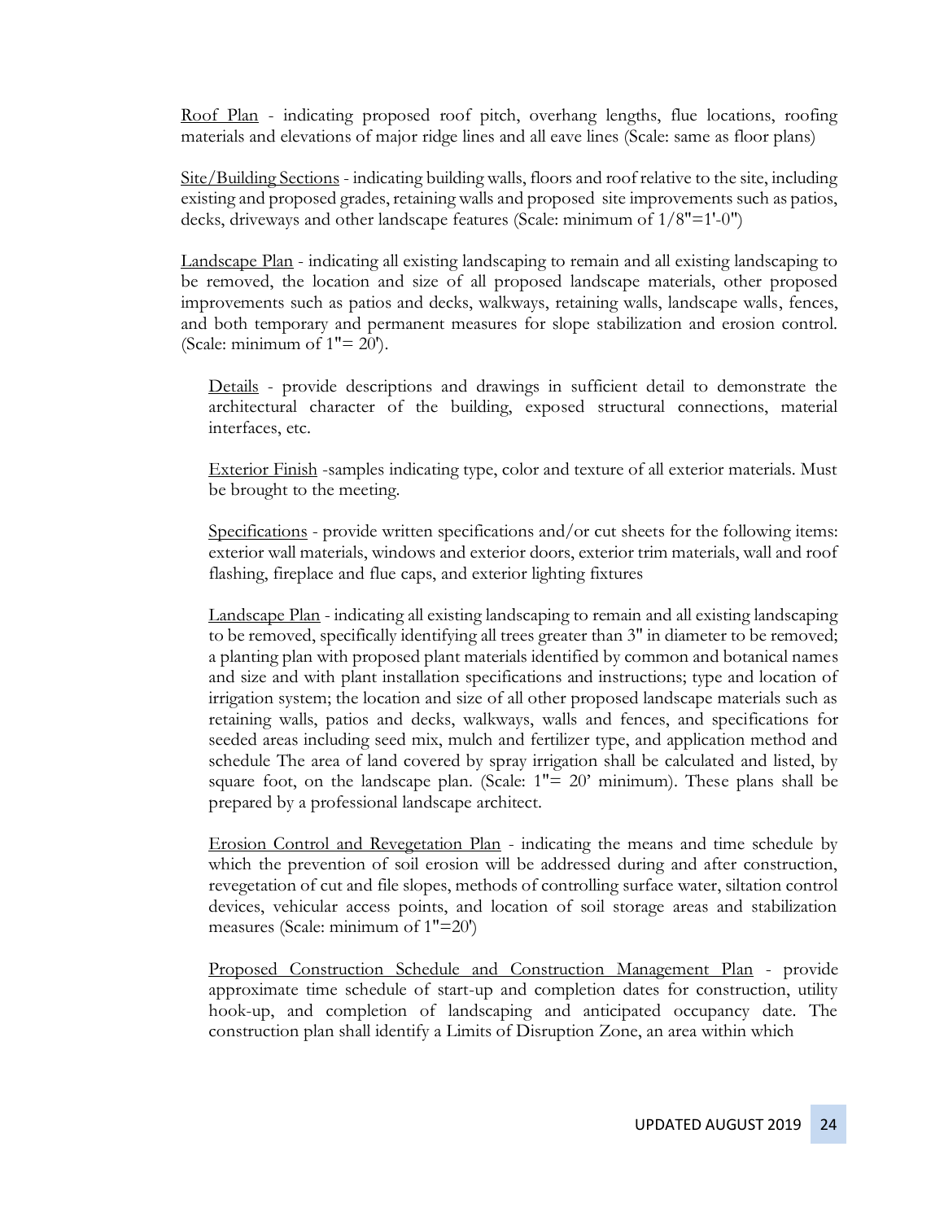Roof Plan - indicating proposed roof pitch, overhang lengths, flue locations, roofing materials and elevations of major ridge lines and all eave lines (Scale: same as floor plans)

Site/Building Sections - indicating building walls, floors and roof relative to the site, including existing and proposed grades, retaining walls and proposed site improvements such as patios, decks, driveways and other landscape features (Scale: minimum of 1/8"=1'-0")

Landscape Plan - indicating all existing landscaping to remain and all existing landscaping to be removed, the location and size of all proposed landscape materials, other proposed improvements such as patios and decks, walkways, retaining walls, landscape walls, fences, and both temporary and permanent measures for slope stabilization and erosion control. (Scale: minimum of 1"= 20').

Details - provide descriptions and drawings in sufficient detail to demonstrate the architectural character of the building, exposed structural connections, material interfaces, etc.

Exterior Finish -samples indicating type, color and texture of all exterior materials. Must be brought to the meeting.

Specifications - provide written specifications and/or cut sheets for the following items: exterior wall materials, windows and exterior doors, exterior trim materials, wall and roof flashing, fireplace and flue caps, and exterior lighting fixtures

Landscape Plan - indicating all existing landscaping to remain and all existing landscaping to be removed, specifically identifying all trees greater than 3" in diameter to be removed; a planting plan with proposed plant materials identified by common and botanical names and size and with plant installation specifications and instructions; type and location of irrigation system; the location and size of all other proposed landscape materials such as retaining walls, patios and decks, walkways, walls and fences, and specifications for seeded areas including seed mix, mulch and fertilizer type, and application method and schedule The area of land covered by spray irrigation shall be calculated and listed, by square foot, on the landscape plan. (Scale: 1"= 20' minimum). These plans shall be prepared by a professional landscape architect.

Erosion Control and Revegetation Plan - indicating the means and time schedule by which the prevention of soil erosion will be addressed during and after construction, revegetation of cut and file slopes, methods of controlling surface water, siltation control devices, vehicular access points, and location of soil storage areas and stabilization measures (Scale: minimum of 1"=20')

Proposed Construction Schedule and Construction Management Plan - provide approximate time schedule of start-up and completion dates for construction, utility hook-up, and completion of landscaping and anticipated occupancy date. The construction plan shall identify a Limits of Disruption Zone, an area within which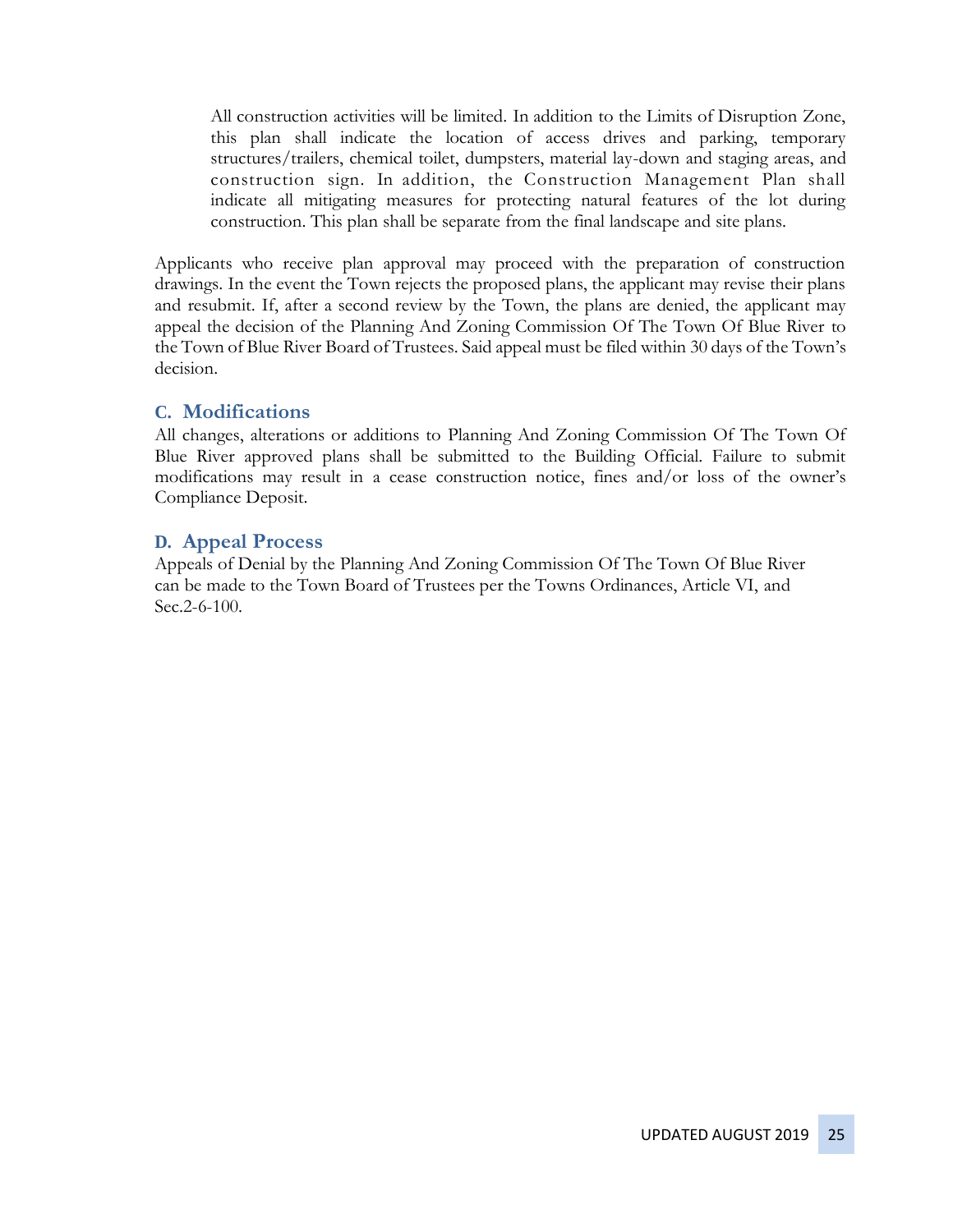> All construction activities will be limited. In addition to the Limits of Disruption Zone, this plan shall indicate the location of access drives and parking, temporary structures/trailers, chemical toilet, dumpsters, material lay-down and staging areas, and construction sign. In addition, the Construction Management Plan shall indicate all mitigating measures for protecting natural features of the lot during construction. This plan shall be separate from the final landscape and site plans.

Applicants who receive plan approval may proceed with the preparation of construction drawings. In the event the Town rejects the proposed plans, the applicant may revise their plans and resubmit. If, after a second review by the Town, the plans are denied, the applicant may appeal the decision of the Planning And Zoning Commission Of The Town Of Blue River to the Town of Blue River Board of Trustees. Said appeal must be filed within 30 days of the Town's decision.

### C. Modifications

All changes, alterations or additions to Planning And Zoning Commission Of The Town Of Blue River approved plans shall be submitted to the Building Official. Failure to submit modifications may result in a cease construction notice, fines and/or loss of the owner's Compliance Deposit.

### D. Appeal Process

Appeals of Denial by the Planning And Zoning Commission Of The Town Of Blue River can be made to the Town Board of Trustees per the Towns Ordinances, Article VI, and Sec.2-6-100.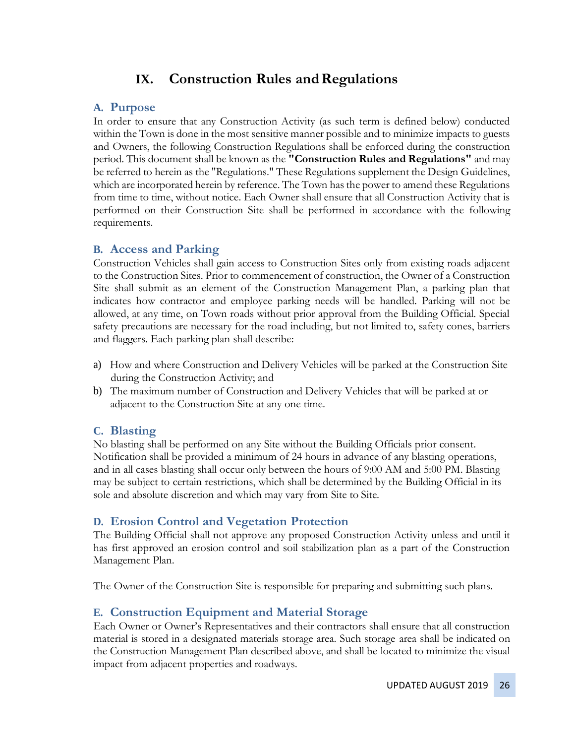# IX. Construction Rules and Regulations

## A. Purpose

In order to ensure that any Construction Activity (as such term is defined below) conducted within the Town is done in the most sensitive manner possible and to minimize impacts to guests and Owners, the following Construction Regulations shall be enforced during the construction period. This document shall be known as the **"Construction Rules and Regulations"** and may be referred to herein as the "Regulations." These Regulations supplement the Design Guidelines, which are incorporated herein by reference. The Town has the power to amend these Regulations from time to time, without notice. Each Owner shall ensure that all Construction Activity that is performed on their Construction Site shall be performed in accordance with the following requirements.

## B. Access and Parking

Construction Vehicles shall gain access to Construction Sites only from existing roads adjacent to the Construction Sites. Prior to commencement of construction, the Owner of a Construction Site shall submit as an element of the Construction Management Plan, a parking plan that indicates how contractor and employee parking needs will be handled. Parking will not be allowed, at any time, on Town roads without prior approval from the Building Official. Special safety precautions are necessary for the road including, but not limited to, safety cones, barriers and flaggers. Each parking plan shall describe:

a) How and where Construction and Delivery Vehicles will be parked at the Construction Site during the Construction Activity; and
b) The maximum number of Construction and Delivery Vehicles that will be parked at or adjacent to the Construction Site at any one time.

## C. Blasting

No blasting shall be performed on any Site without the Building Officials prior consent. Notification shall be provided a minimum of 24 hours in advance of any blasting operations, and in all cases blasting shall occur only between the hours of 9:00 AM and 5:00 PM. Blasting may be subject to certain restrictions, which shall be determined by the Building Official in its sole and absolute discretion and which may vary from Site to Site.

## D. Erosion Control and Vegetation Protection

The Building Official shall not approve any proposed Construction Activity unless and until it has first approved an erosion control and soil stabilization plan as a part of the Construction Management Plan.

The Owner of the Construction Site is responsible for preparing and submitting such plans.

## E. Construction Equipment and Material Storage

Each Owner or Owner's Representatives and their contractors shall ensure that all construction material is stored in a designated materials storage area. Such storage area shall be indicated on the Construction Management Plan described above, and shall be located to minimize the visual impact from adjacent properties and roadways.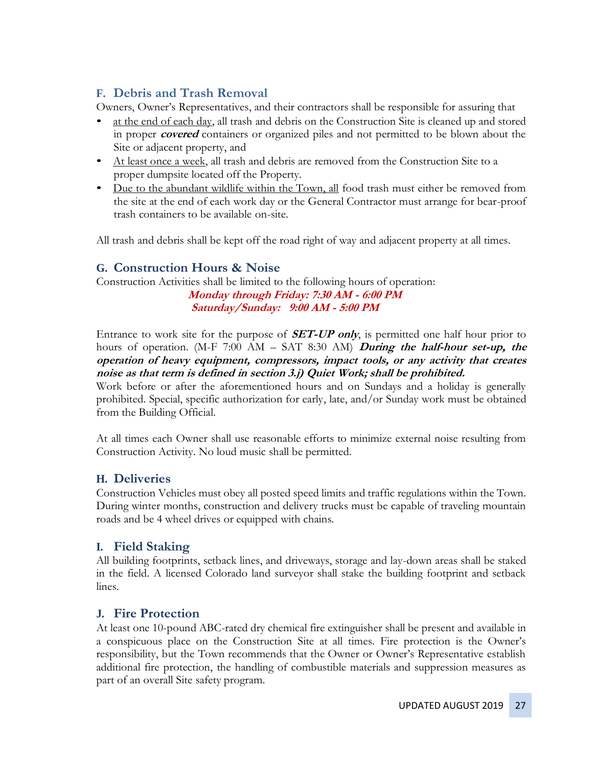## F. Debris and Trash Removal

Owners, Owner's Representatives, and their contractors shall be responsible for assuring that

- <u>at the end of each day</u>, all trash and debris on the Construction Site is cleaned up and stored in proper ***covered*** containers or organized piles and not permitted to be blown about the Site or adjacent property, and
- <u>At least once a week</u>, all trash and debris are removed from the Construction Site to a proper dumpsite located off the Property.
- <u>Due to the abundant wildlife within the Town, all</u> food trash must either be removed from the site at the end of each work day or the General Contractor must arrange for bear-proof trash containers to be available on-site.

All trash and debris shall be kept off the road right of way and adjacent property at all times.

## G. Construction Hours & Noise

Construction Activities shall be limited to the following hours of operation:

***Monday through Friday: 7:30 AM - 6:00 PM***
***Saturday/Sunday: 9:00 AM - 5:00 PM***

Entrance to work site for the purpose of ***SET-UP only***, is permitted one half hour prior to hours of operation. (M-F 7:00 AM – SAT 8:30 AM) ***During the half-hour set-up, the operation of heavy equipment, compressors, impact tools, or any activity that creates noise as that term is defined in section 3.j) Quiet Work; shall be prohibited.***
Work before or after the aforementioned hours and on Sundays and a holiday is generally prohibited. Special, specific authorization for early, late, and/or Sunday work must be obtained from the Building Official.

At all times each Owner shall use reasonable efforts to minimize external noise resulting from Construction Activity. No loud music shall be permitted.

## H. Deliveries

Construction Vehicles must obey all posted speed limits and traffic regulations within the Town. During winter months, construction and delivery trucks must be capable of traveling mountain roads and be 4 wheel drives or equipped with chains.

## I. Field Staking

All building footprints, setback lines, and driveways, storage and lay-down areas shall be staked in the field. A licensed Colorado land surveyor shall stake the building footprint and setback lines.

## J. Fire Protection

At least one 10-pound ABC-rated dry chemical fire extinguisher shall be present and available in a conspicuous place on the Construction Site at all times. Fire protection is the Owner's responsibility, but the Town recommends that the Owner or Owner's Representative establish additional fire protection, the handling of combustible materials and suppression measures as part of an overall Site safety program.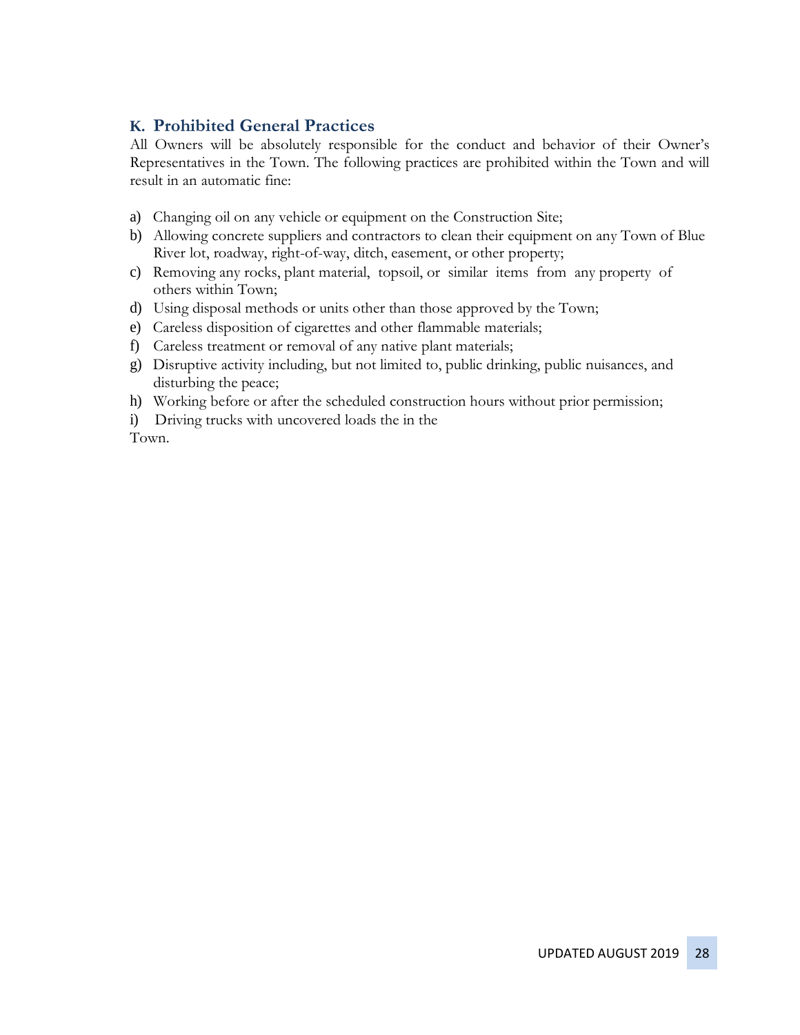### K. Prohibited General Practices

All Owners will be absolutely responsible for the conduct and behavior of their Owner's Representatives in the Town. The following practices are prohibited within the Town and will result in an automatic fine:

a) Changing oil on any vehicle or equipment on the Construction Site;
b) Allowing concrete suppliers and contractors to clean their equipment on any Town of Blue River lot, roadway, right-of-way, ditch, easement, or other property;
c) Removing any rocks, plant material, topsoil, or similar items from any property of others within Town;
d) Using disposal methods or units other than those approved by the Town;
e) Careless disposition of cigarettes and other flammable materials;
f) Careless treatment or removal of any native plant materials;
g) Disruptive activity including, but not limited to, public drinking, public nuisances, and disturbing the peace;
h) Working before or after the scheduled construction hours without prior permission;
i) Driving trucks with uncovered loads the in the Town.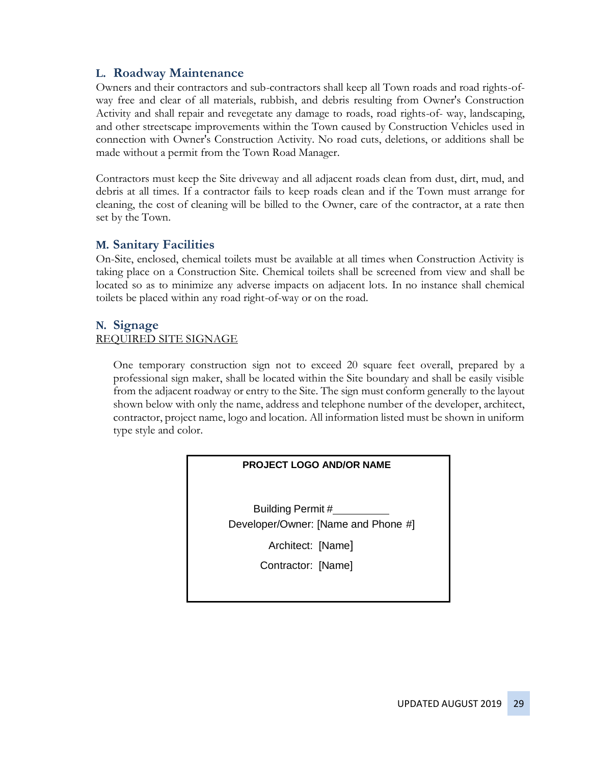## L. Roadway Maintenance

Owners and their contractors and sub-contractors shall keep all Town roads and road rights-of-way free and clear of all materials, rubbish, and debris resulting from Owner's Construction Activity and shall repair and revegetate any damage to roads, road rights-of- way, landscaping, and other streetscape improvements within the Town caused by Construction Vehicles used in connection with Owner's Construction Activity. No road cuts, deletions, or additions shall be made without a permit from the Town Road Manager.

Contractors must keep the Site driveway and all adjacent roads clean from dust, dirt, mud, and debris at all times. If a contractor fails to keep roads clean and if the Town must arrange for cleaning, the cost of cleaning will be billed to the Owner, care of the contractor, at a rate then set by the Town.

## M. Sanitary Facilities

On-Site, enclosed, chemical toilets must be available at all times when Construction Activity is taking place on a Construction Site. Chemical toilets shall be screened from view and shall be located so as to minimize any adverse impacts on adjacent lots. In no instance shall chemical toilets be placed within any road right-of-way or on the road.

## N. Signage

REQUIRED SITE SIGNAGE

One temporary construction sign not to exceed 20 square feet overall, prepared by a professional sign maker, shall be located within the Site boundary and shall be easily visible from the adjacent roadway or entry to the Site. The sign must conform generally to the layout shown below with only the name, address and telephone number of the developer, architect, contractor, project name, logo and location. All information listed must be shown in uniform type style and color.

**PROJECT LOGO AND/OR NAME**

Building Permit #__________

Developer/Owner: [Name and Phone #]

Architect: [Name]

Contractor: [Name]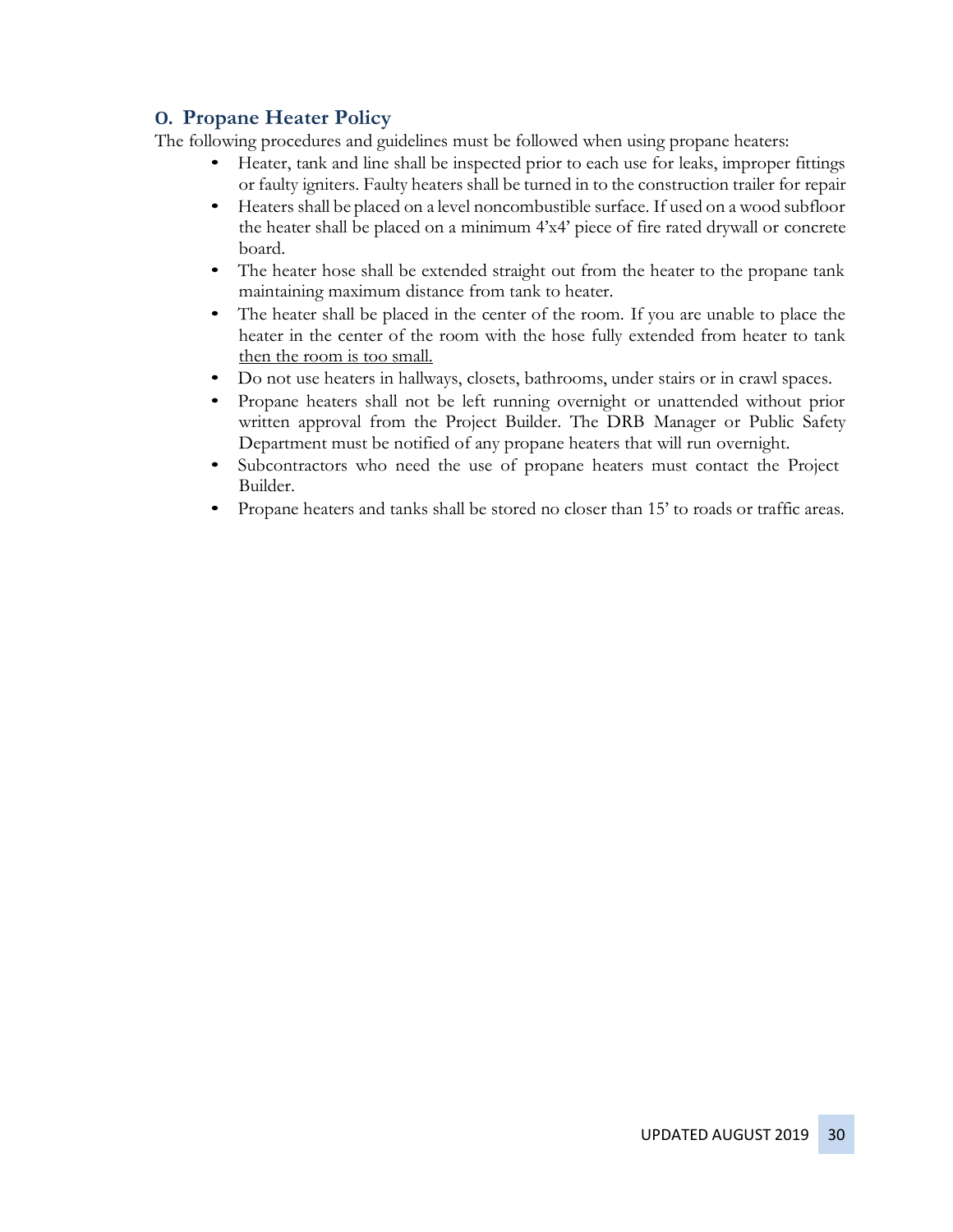## O. Propane Heater Policy

The following procedures and guidelines must be followed when using propane heaters:

- Heater, tank and line shall be inspected prior to each use for leaks, improper fittings or faulty igniters. Faulty heaters shall be turned in to the construction trailer for repair
- Heaters shall be placed on a level noncombustible surface. If used on a wood subfloor the heater shall be placed on a minimum 4'x4' piece of fire rated drywall or concrete board.
- The heater hose shall be extended straight out from the heater to the propane tank maintaining maximum distance from tank to heater.
- The heater shall be placed in the center of the room. If you are unable to place the heater in the center of the room with the hose fully extended from heater to tank <u>then the room is too small.</u>
- Do not use heaters in hallways, closets, bathrooms, under stairs or in crawl spaces.
- Propane heaters shall not be left running overnight or unattended without prior written approval from the Project Builder. The DRB Manager or Public Safety Department must be notified of any propane heaters that will run overnight.
- Subcontractors who need the use of propane heaters must contact the Project Builder.
- Propane heaters and tanks shall be stored no closer than 15' to roads or traffic areas.